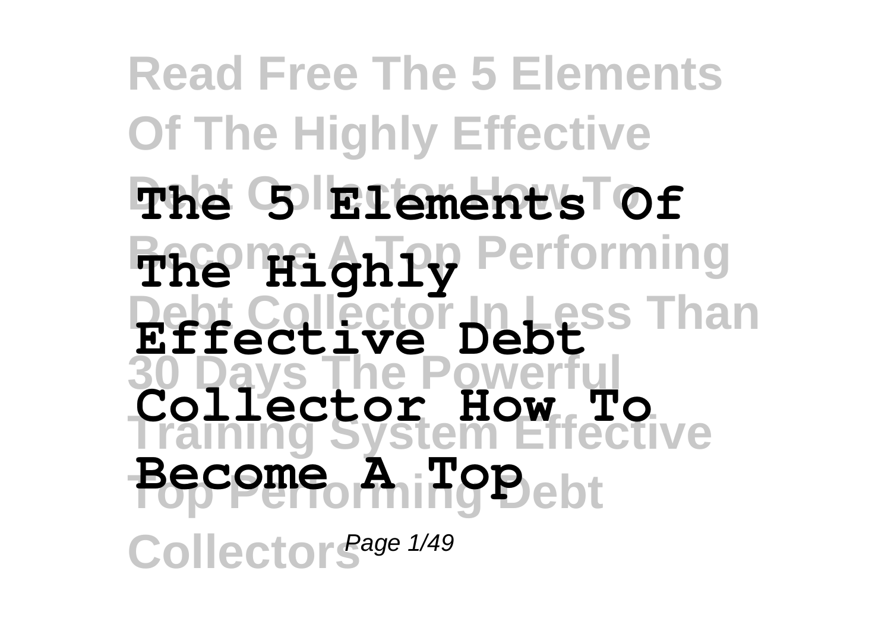# The 5 Elements Of The Highly Effective Debt Collector How To Become A Top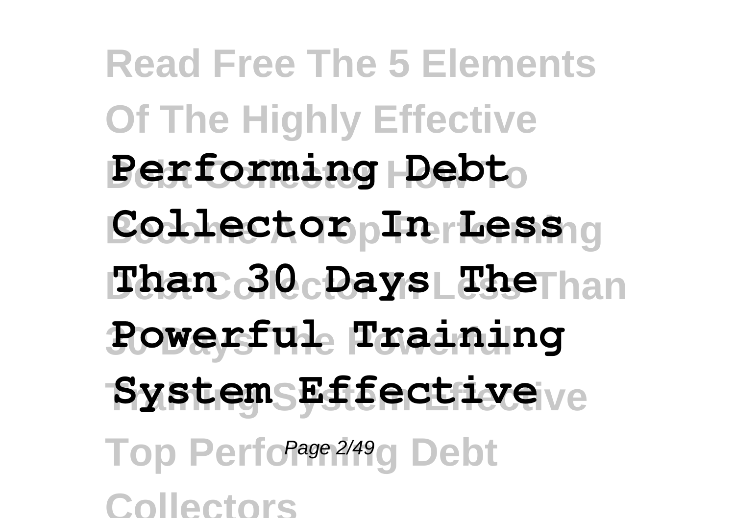**Performing Debt Collector In Less Than 30 Days The Powerful Training System Effective**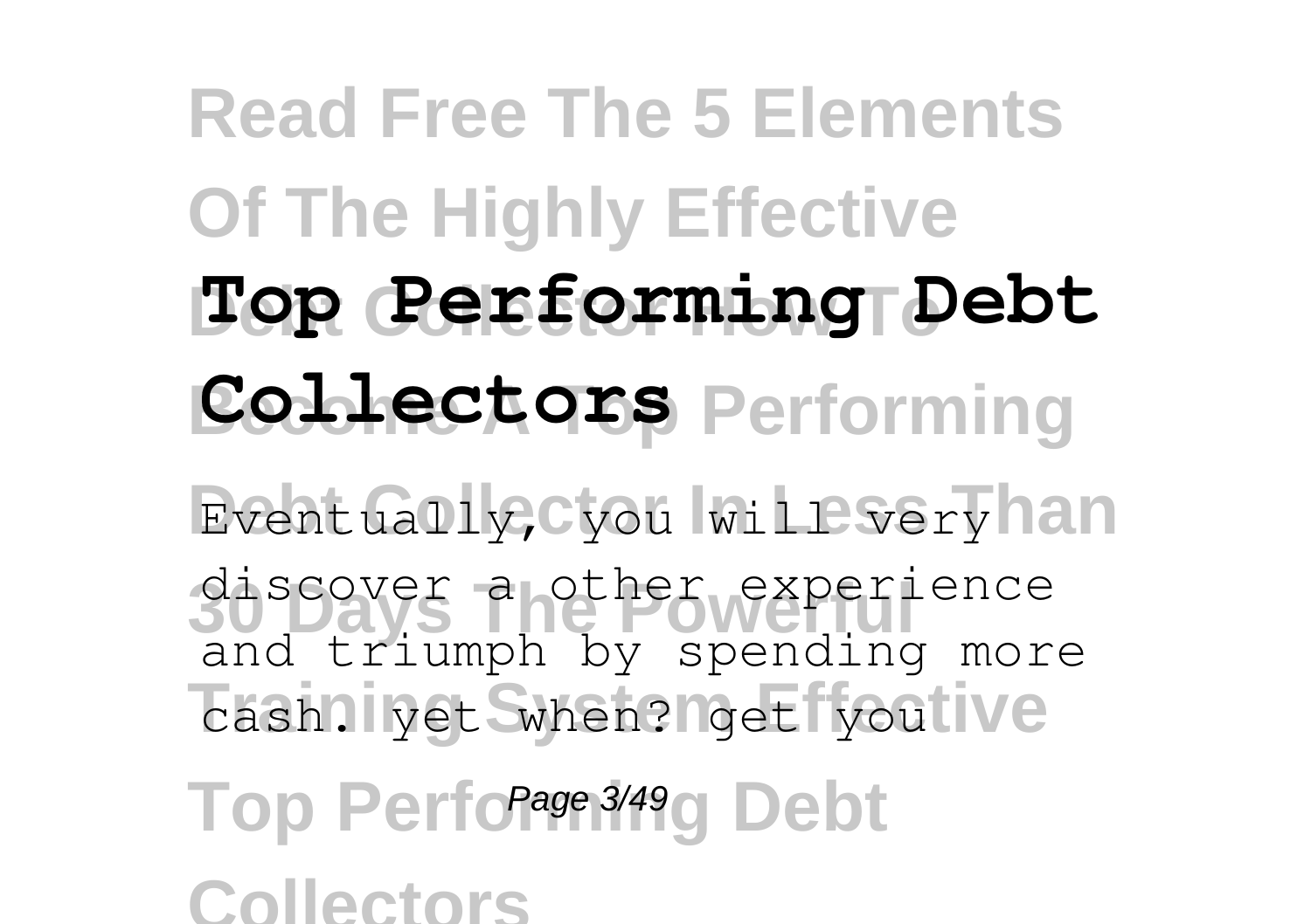**Top Performing Debt Collectors**

Eventually, you will very discover a other experience and triumph by spending more cash. yet when? get you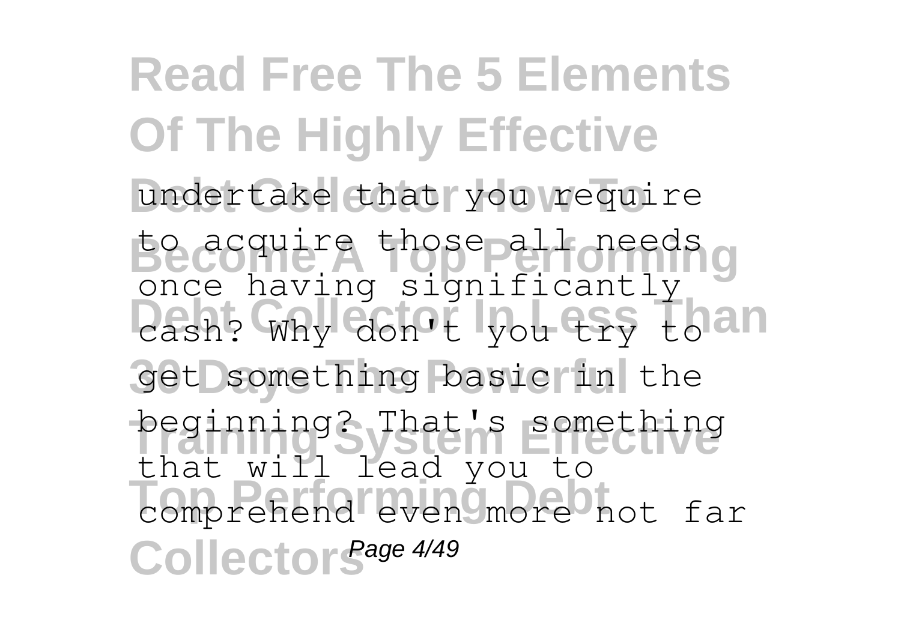undertake that you require to acquire those all needs once having significantly cash? Why don't you try to get something basic in the beginning? That's something that will lead you to comprehend even more not far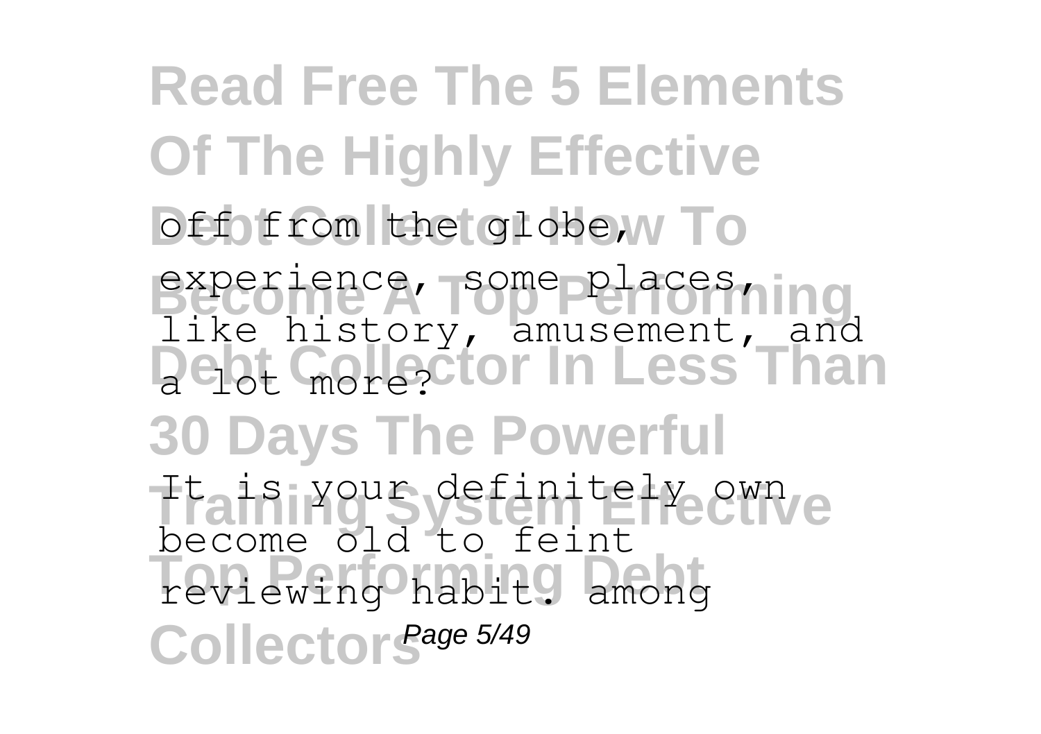off from the globe, experience, some places, like history, amusement, and a lot more?

It is your definitely own become old to feint reviewing habit. among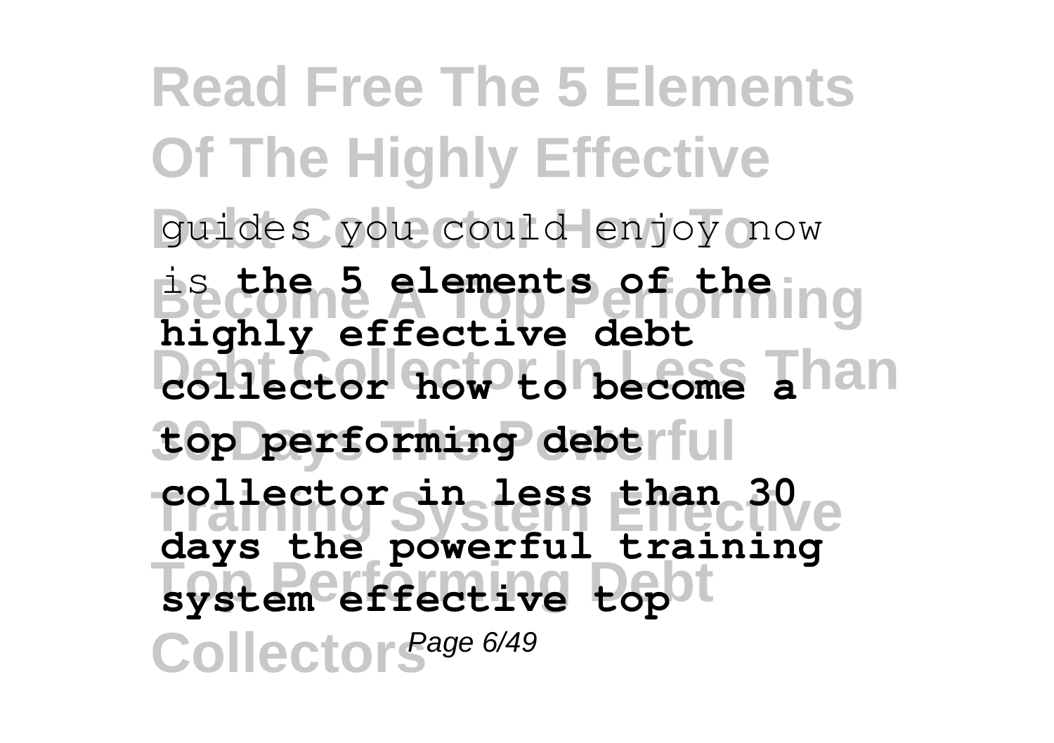guides you could enjoy now is **the 5 elements of the highly effective debt collector how to become a top performing debt collector in less than 30 days the powerful training system effective top**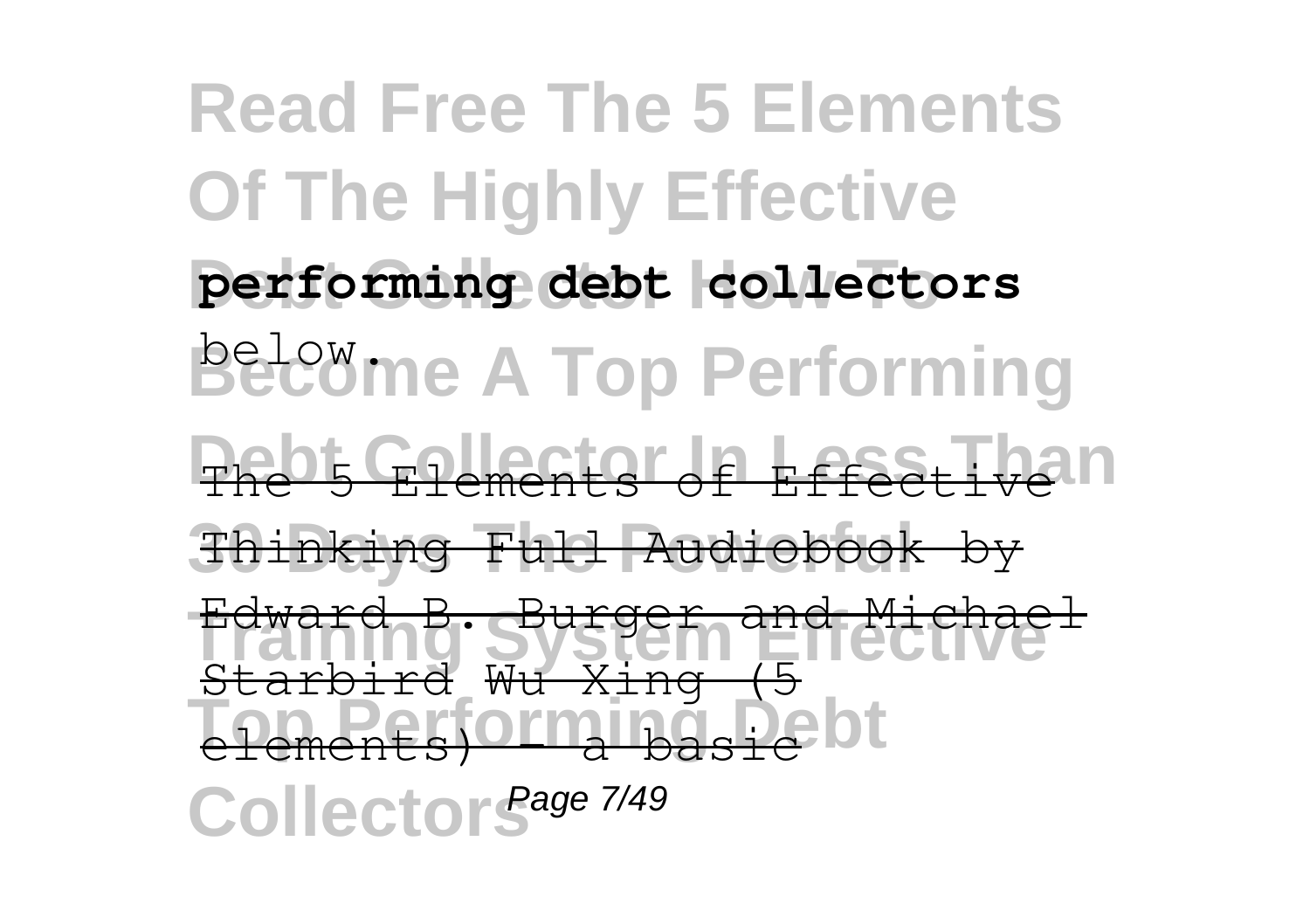**performing debt collectors** below.

~~The 5 Elements of Effective Thinking Full Audiobook by Edward B. Burger and Michael Starbird~~ ~~Wu Xing (5 elements) - a basic~~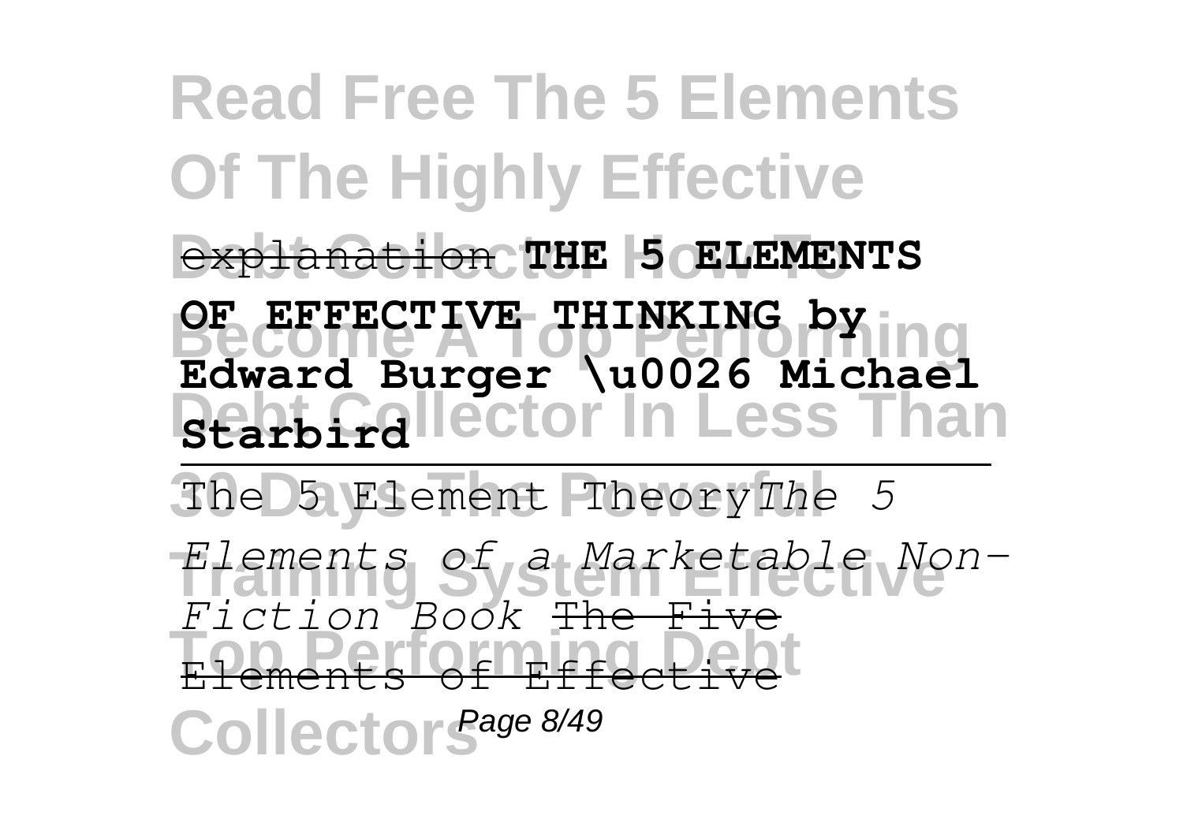~~explanation~~ **THE 5 ELEMENTS OF EFFECTIVE THINKING by Edward Burger \u0026 Michael Starbird**

The 5 Element Theory*The 5 Elements of a Marketable Non-Fiction Book* ~~The Five Elements of Effective~~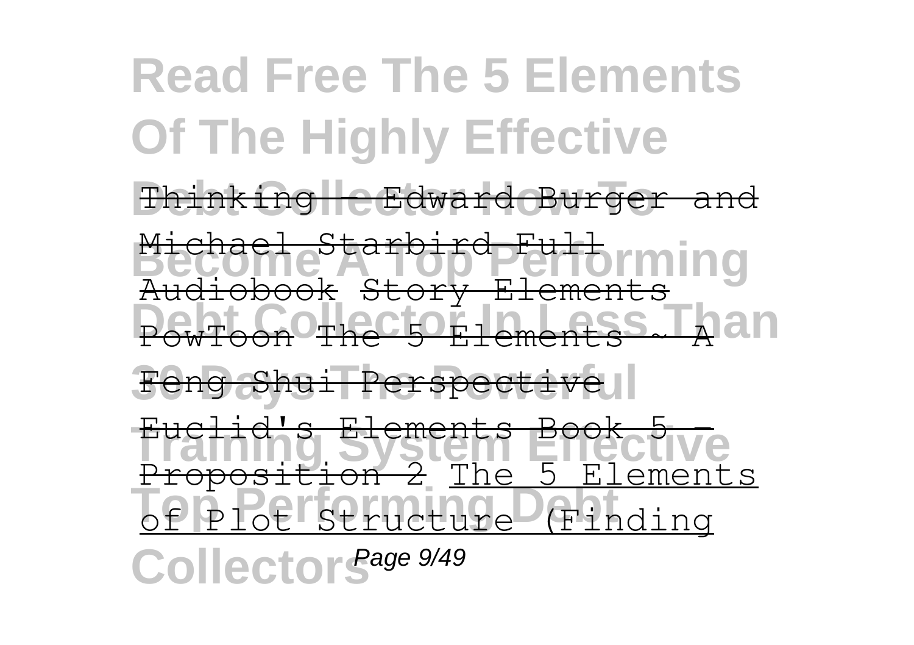Thinking - Edward Burger and Michael Starbird Full Audiobook Story Elements PowToon The 5 Elements ~ A Feng Shui Perspective Euclid's Elements Book 5 - Proposition 2 The 5 Elements of Plot Structure (Finding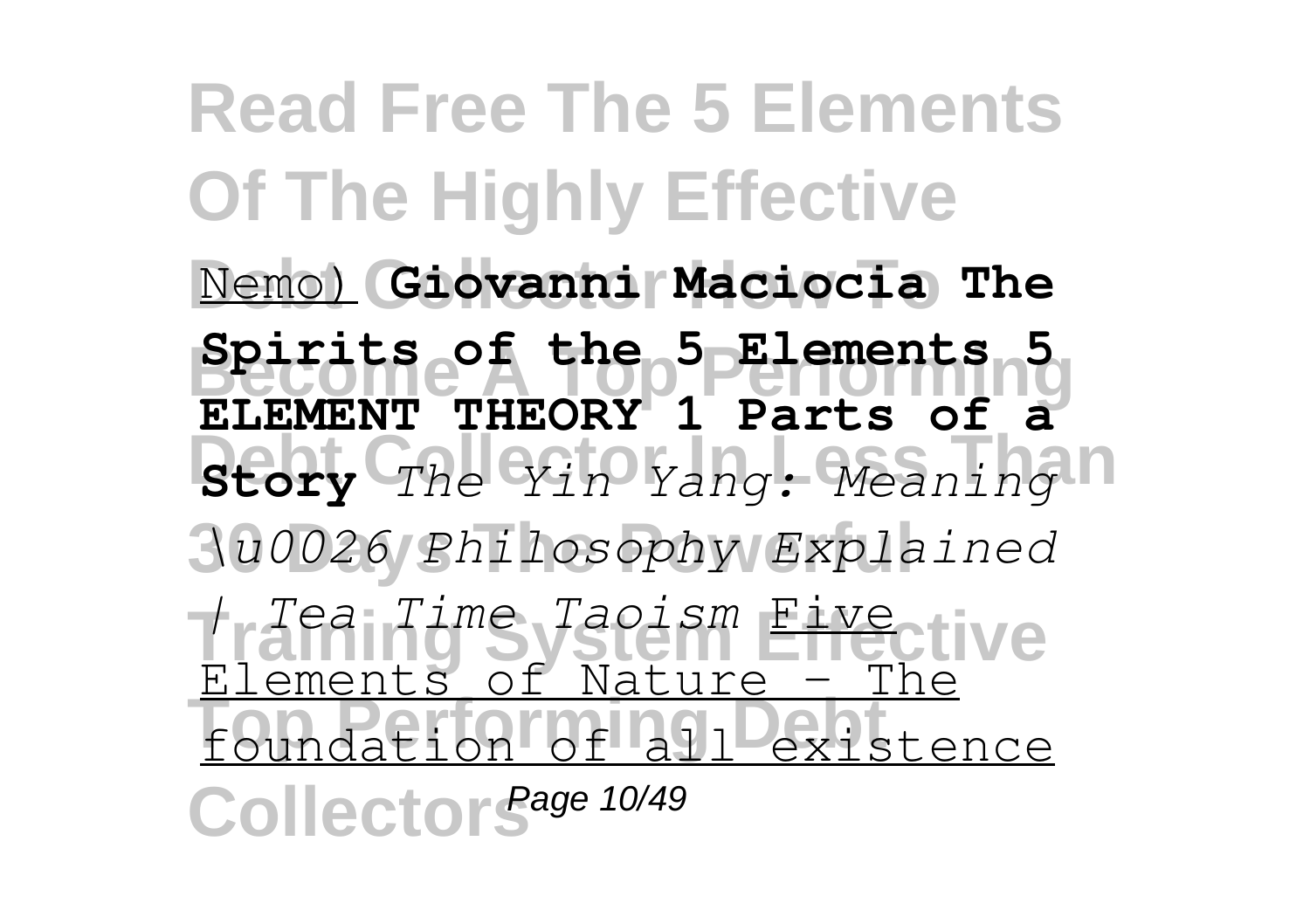Nemo) **Giovanni Maciocia The Spirits of the 5 Elements 5 ELEMENT THEORY 1 Parts of a Story** *The Yin Yang: Meaning \u0026 Philosophy Explained | Tea Time Taoism* Five Elements of Nature - The foundation of all existence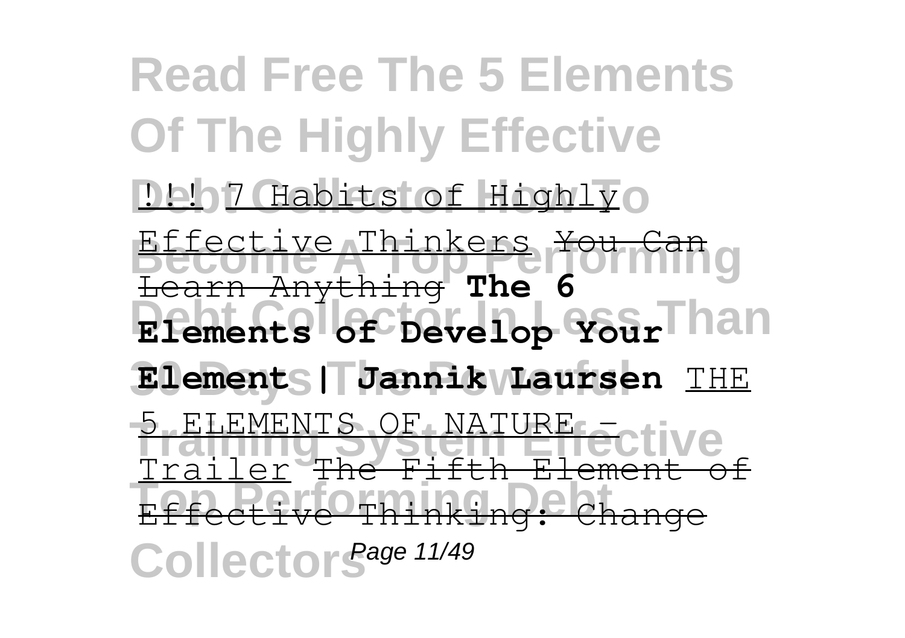!!! 7 Habits of Highly Effective Thinkers ~~You Can Learn Anything~~ **The 6 Elements of Develop Your Element | Jannik Laursen** THE 5 ELEMENTS OF NATURE - Trailer ~~The Fifth Element of Effective Thinking: Change~~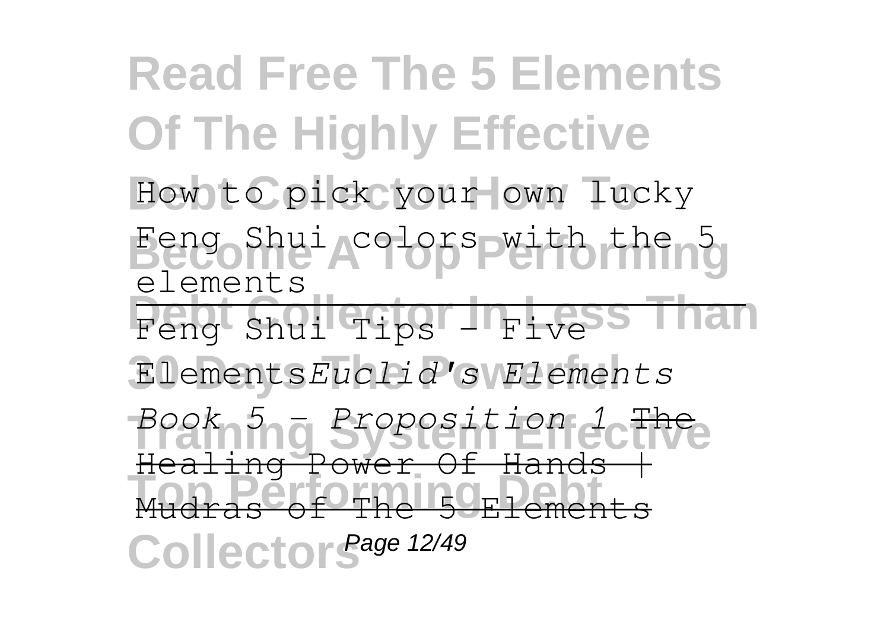How to pick your own lucky Feng Shui colors with the 5 elements

Feng Shui Tips - Five Elements*Euclid's Elements Book 5 - Proposition 1* The Healing Power Of Hands | Mudras of The 5 Elements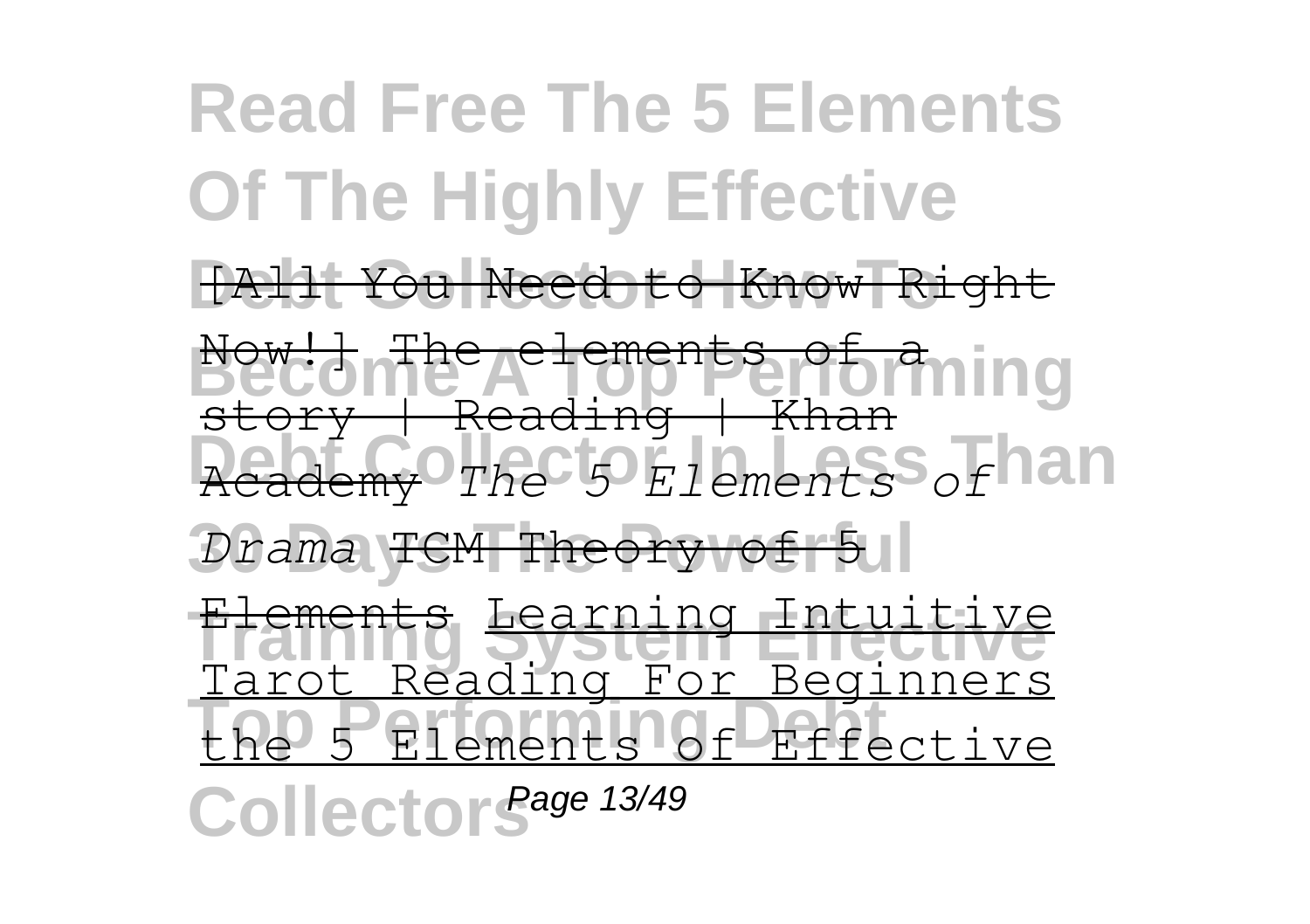**Read Free The 5 Elements Of The Highly Effective Debt Collector How To Become A Top Performing Debt Collector In Less Than 30 Days The Powerful Training System Effective Top Performing Debt Collectors**

~~[All You Need to Know Right Now!]~~ ~~The elements of a story | Reading | Khan Academy~~ *The 5 Elements of Drama* ~~TCM Theory of 5 Elements~~ Learning Intuitive Tarot Reading For Beginners the 5 Elements of Effective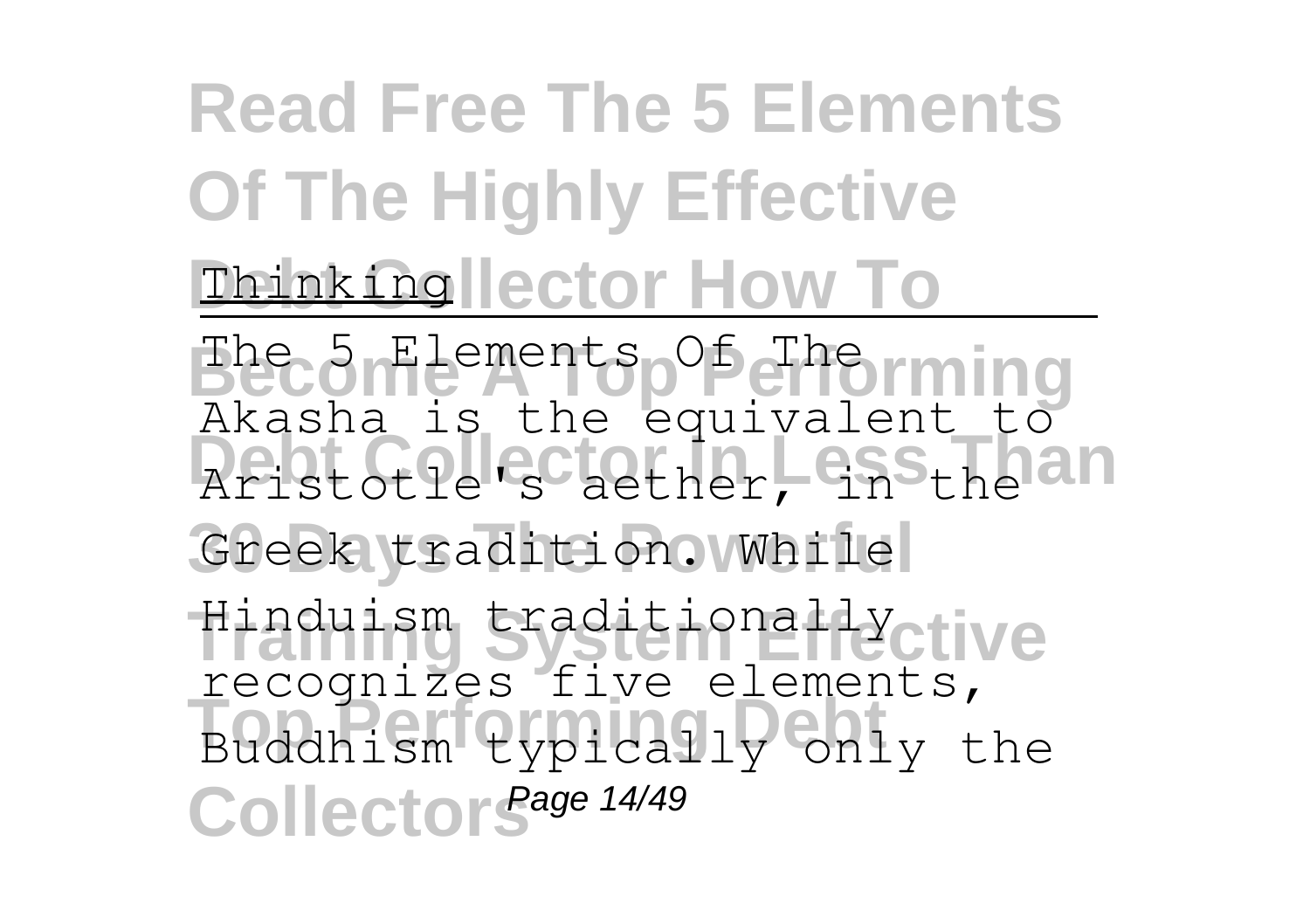Thinking

The 5 Elements Of The

Akasha is the equivalent to Aristotle's aether, in the Greek tradition. While Hinduism traditionally recognizes five elements, Buddhism typically only the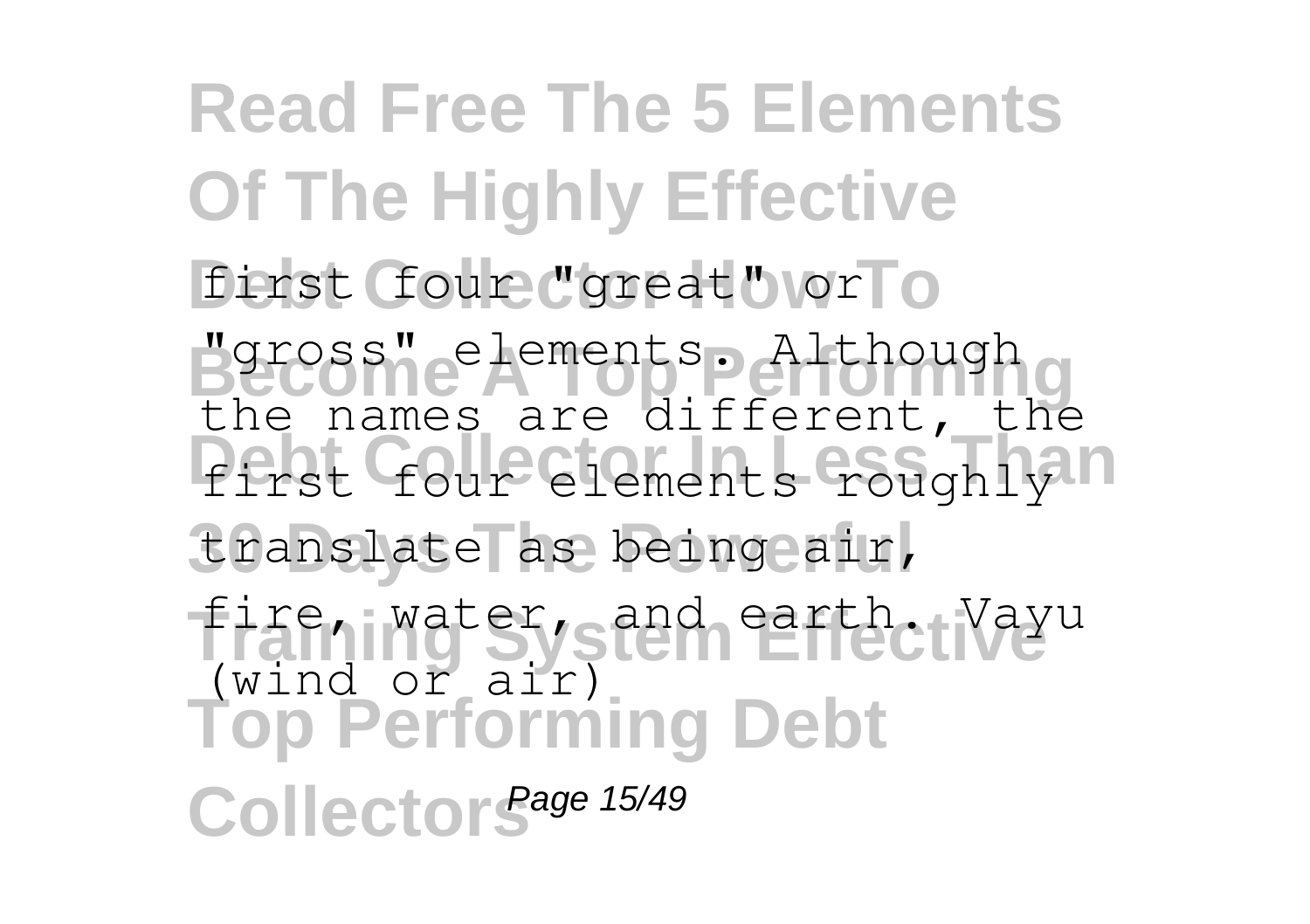first four "great" or "gross" elements. Although the names are different, the first four elements roughly translate as being air, fire, water, and earth. Vayu (wind or air)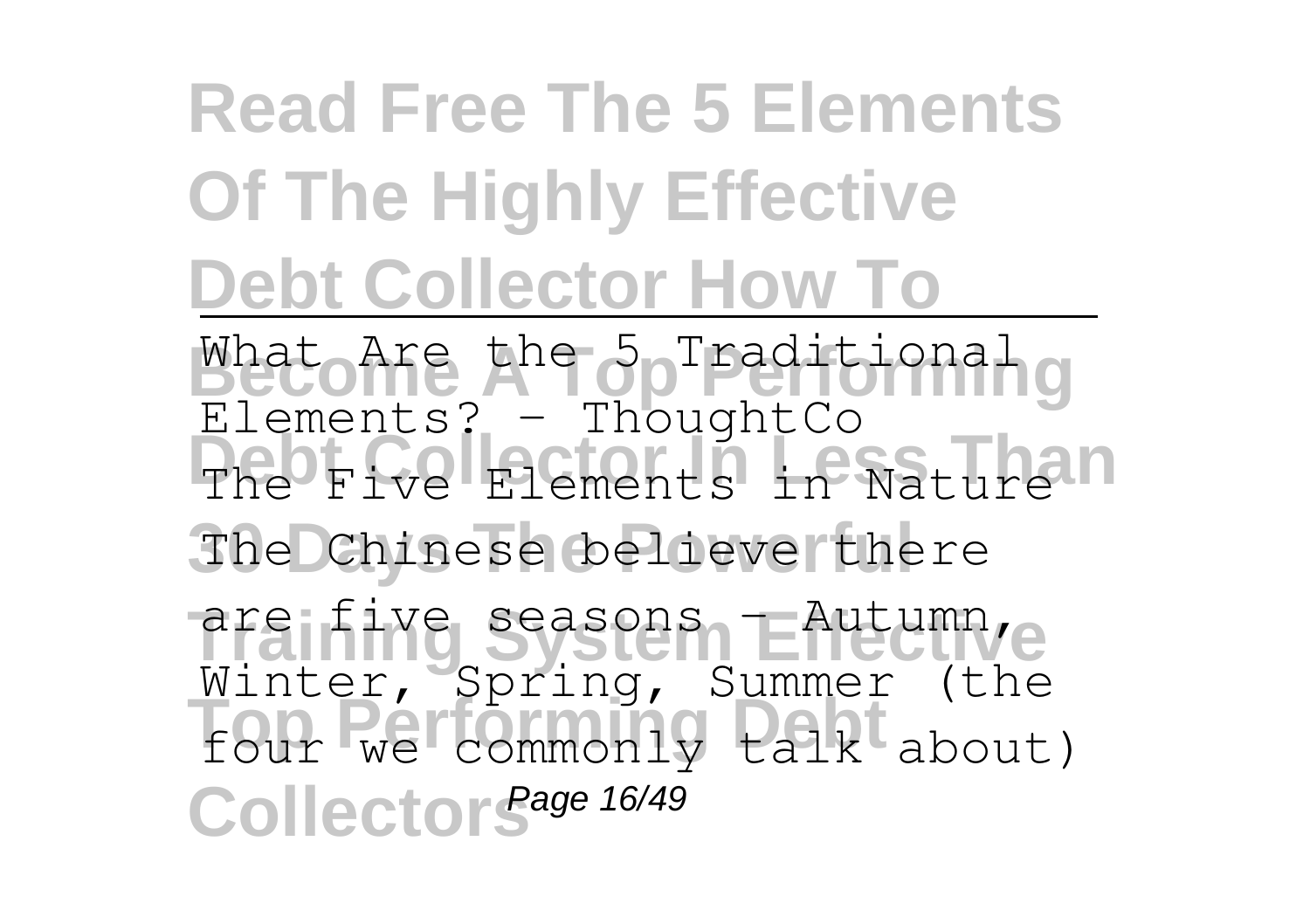What Are the 5 Traditional Elements? - ThoughtCo

The Five Elements in Nature

The Chinese believe there are five seasons - Autumn, Winter, Spring, Summer (the four we commonly talk about)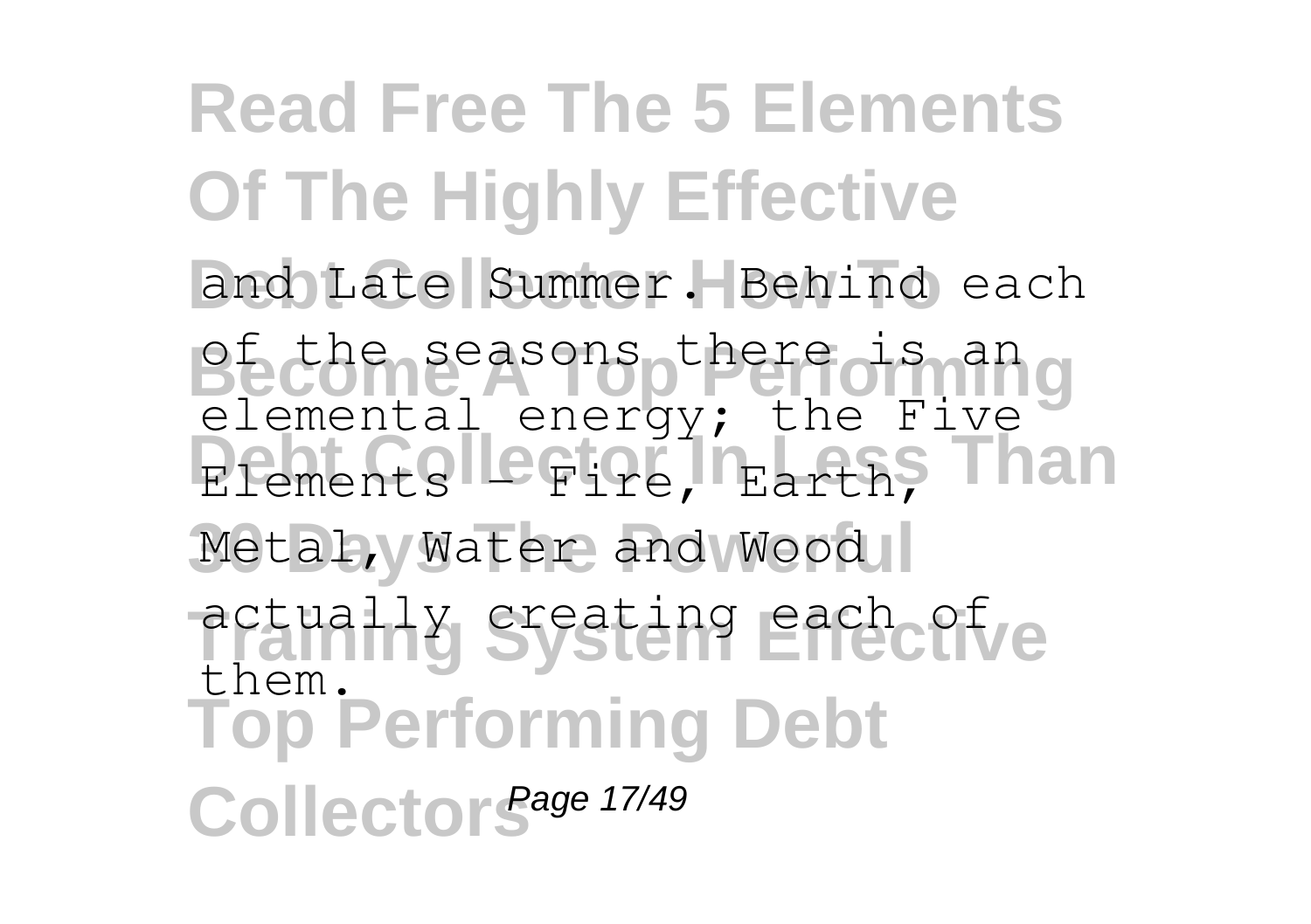and Late Summer. Behind each of the seasons there is an elemental energy; the Five Elements - Fire, Earth, Metal, Water and Wood actually creating each of them.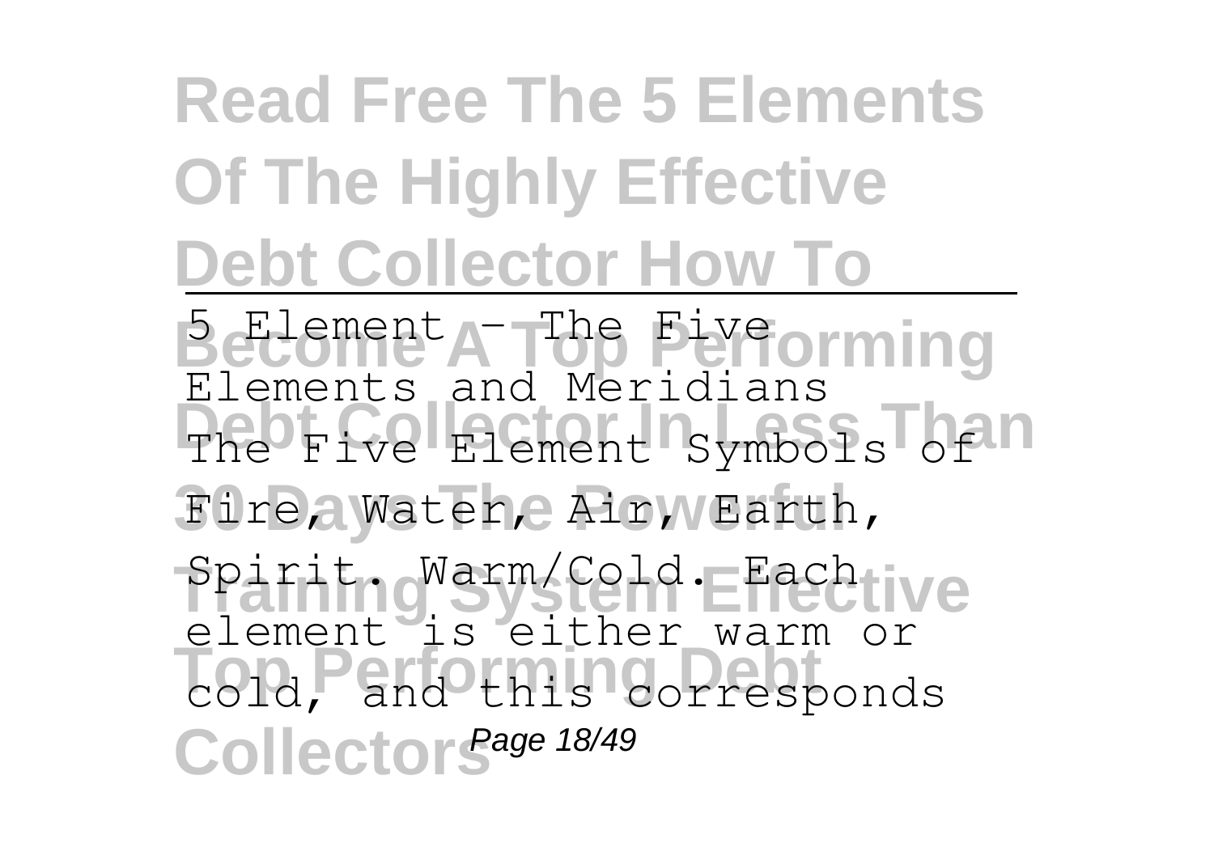5 Element - The Five Elements and Meridians

The Five Element Symbols of Fire, Water, Air, Earth, Spirit. Warm/Cold. Each element is either warm or cold, and this corresponds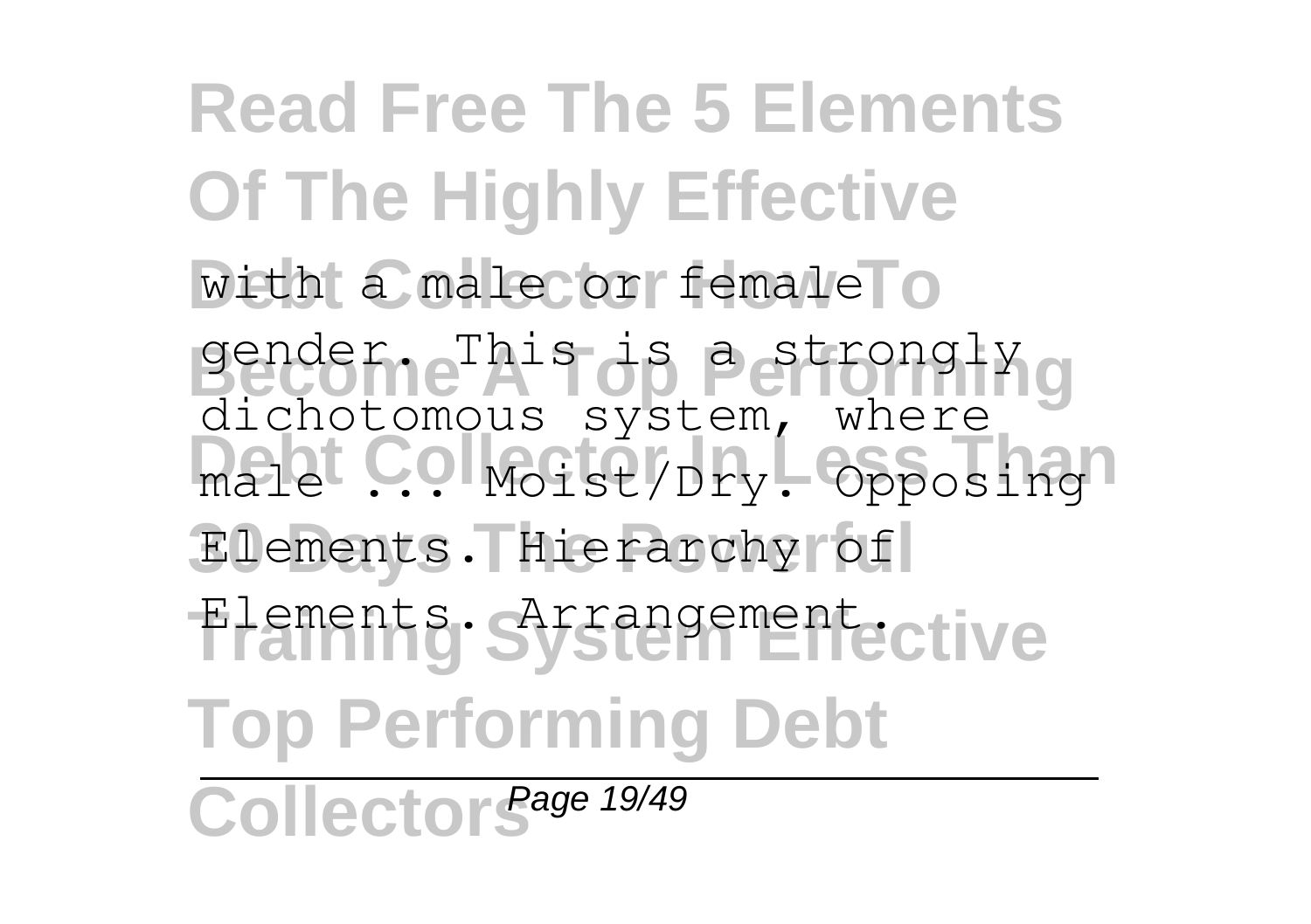with a male or female gender. This is a strongly dichotomous system, where male ... Moist/Dry. Opposing Elements. Hierarchy of Elements. Arrangement.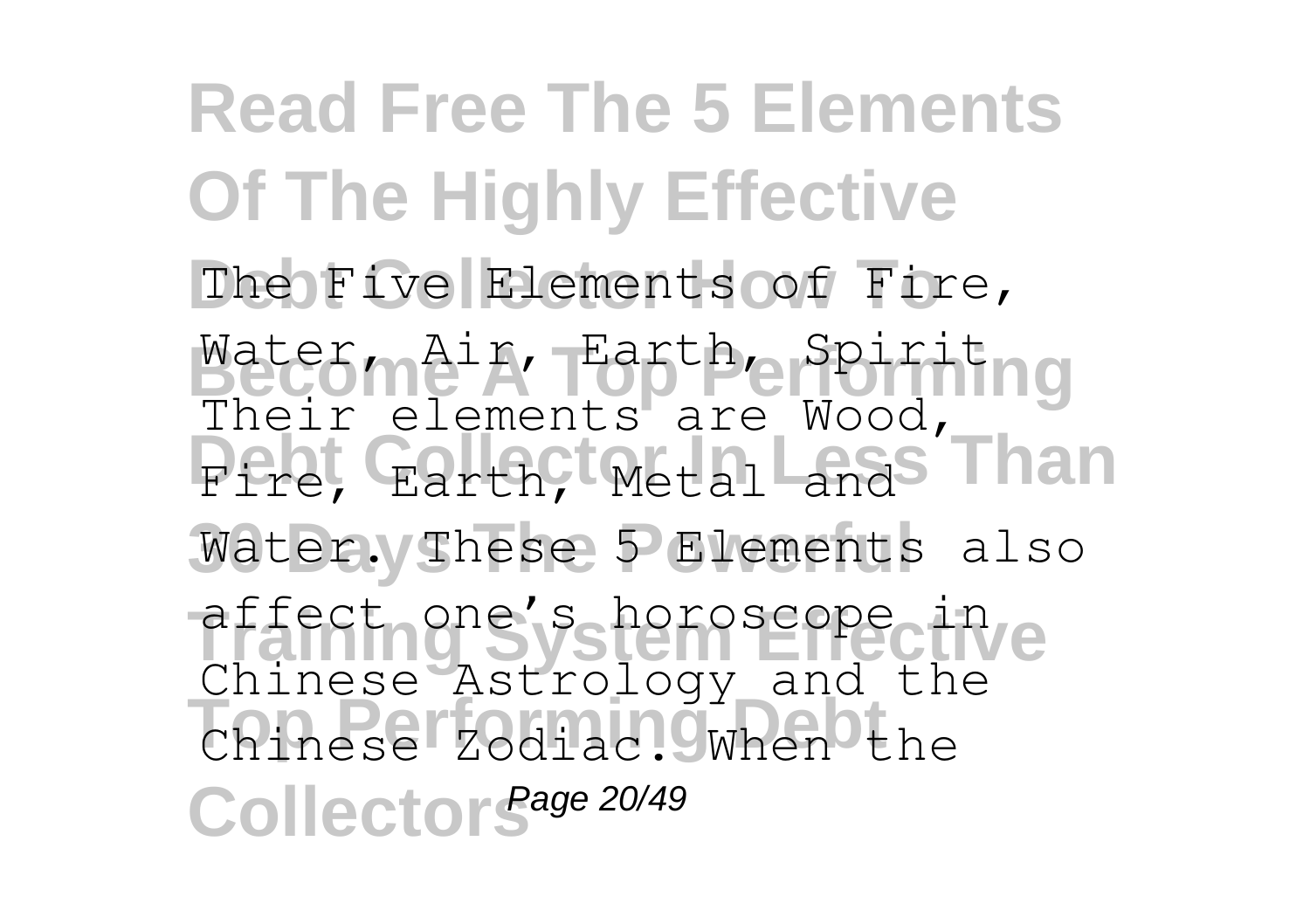The Five Elements of Fire, Water, Air, Earth, Spirit Their elements are Wood, Fire, Earth, Metal and Water. These 5 Elements also affect one's horoscope in Chinese Astrology and the Chinese Zodiac. When the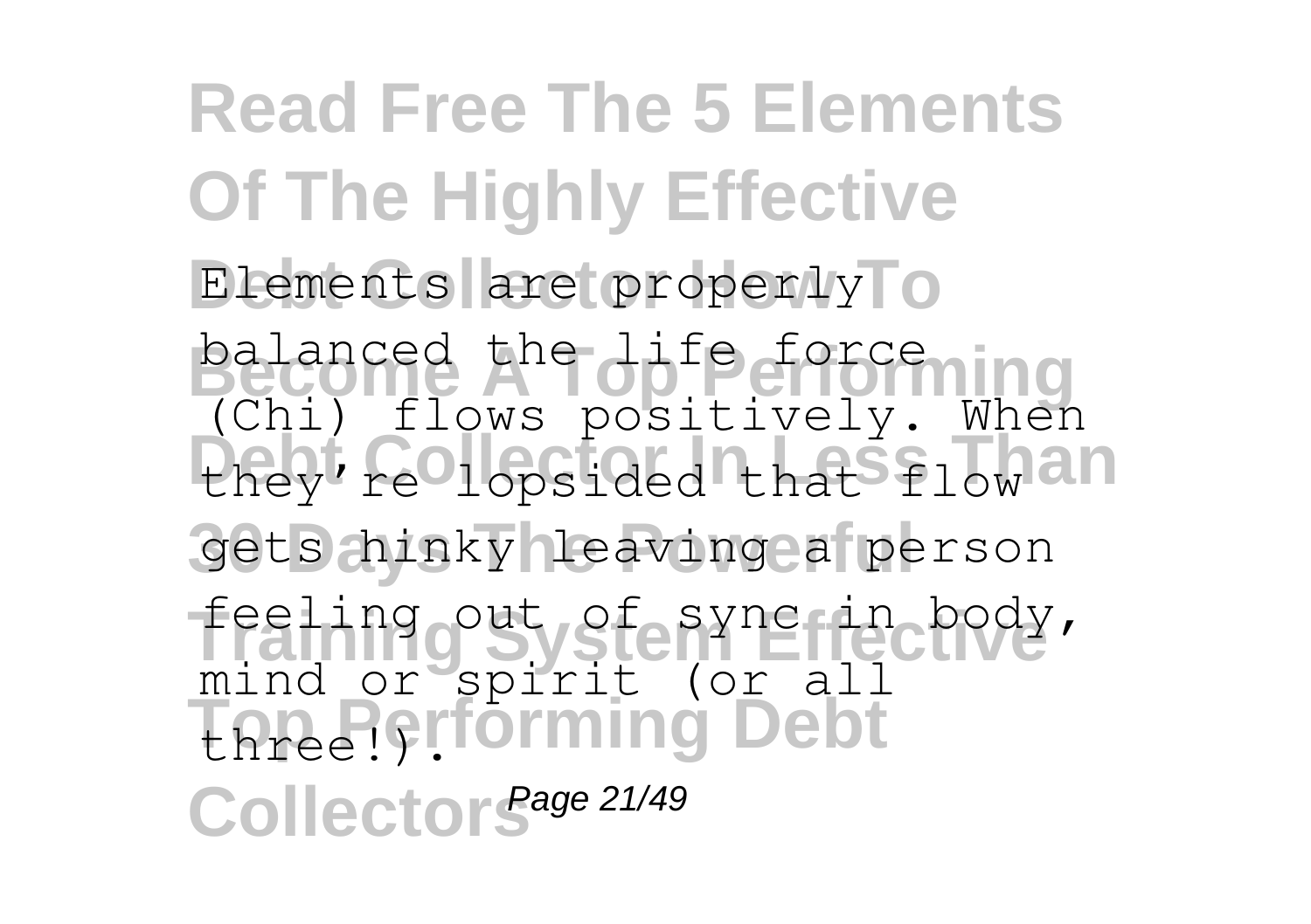Elements are properly balanced the life force (Chi) flows positively. When they're lopsided that flow gets hinky leaving a person feeling out of sync in body, mind or spirit (or all three!).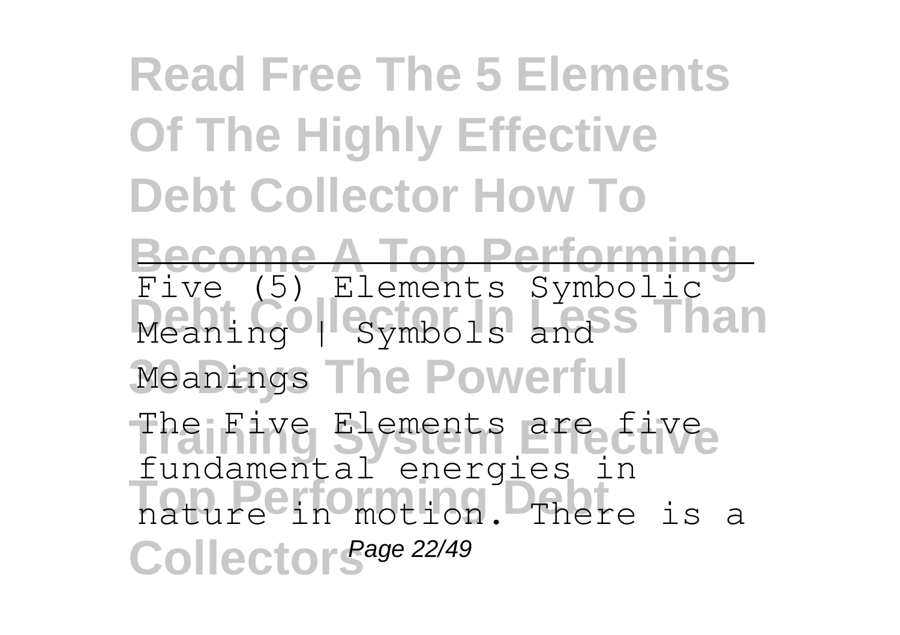Five (5) Elements Symbolic Meaning | Symbols and Meanings

The Five Elements are five fundamental energies in nature in motion. There is a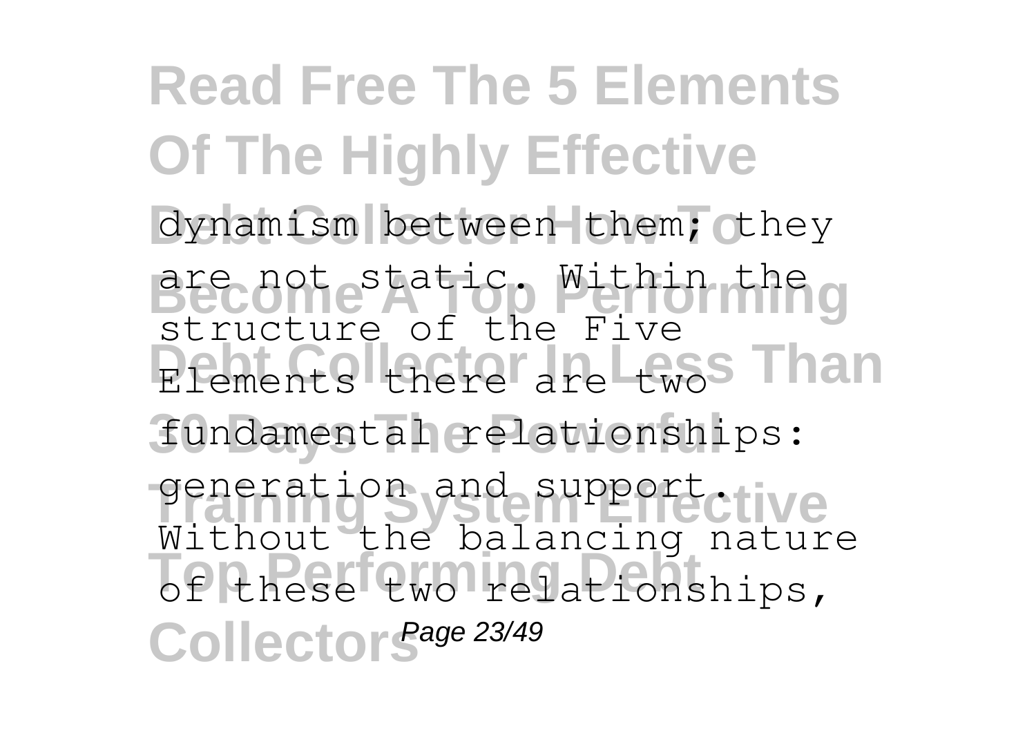dynamism between them; they are not static. Within the structure of the Five Elements there are two fundamental relationships: generation and support. Without the balancing nature of these two relationships,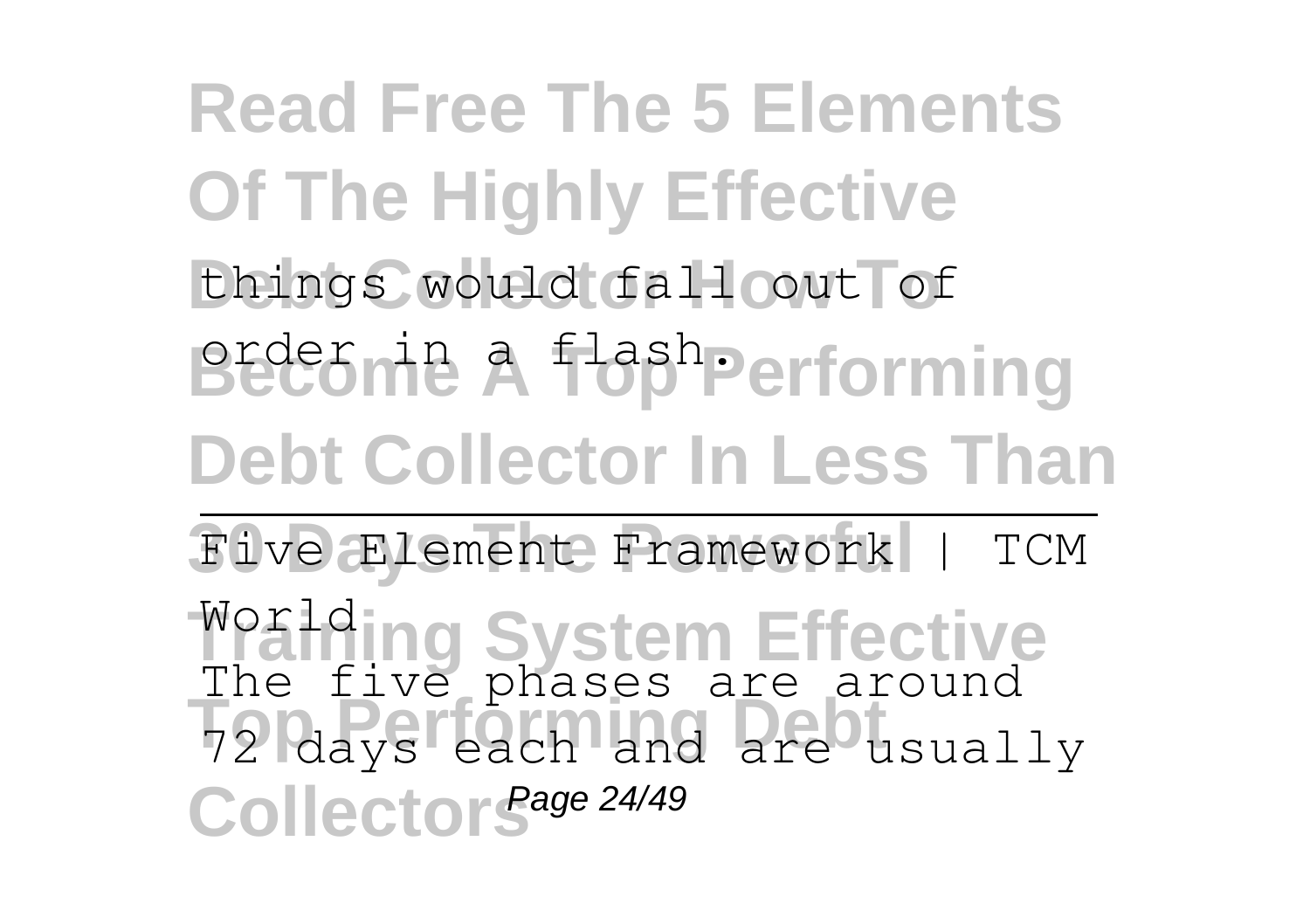things would fall out of order in a flash.

Five Element Framework | TCM World

The five phases are around 72 days each and are usually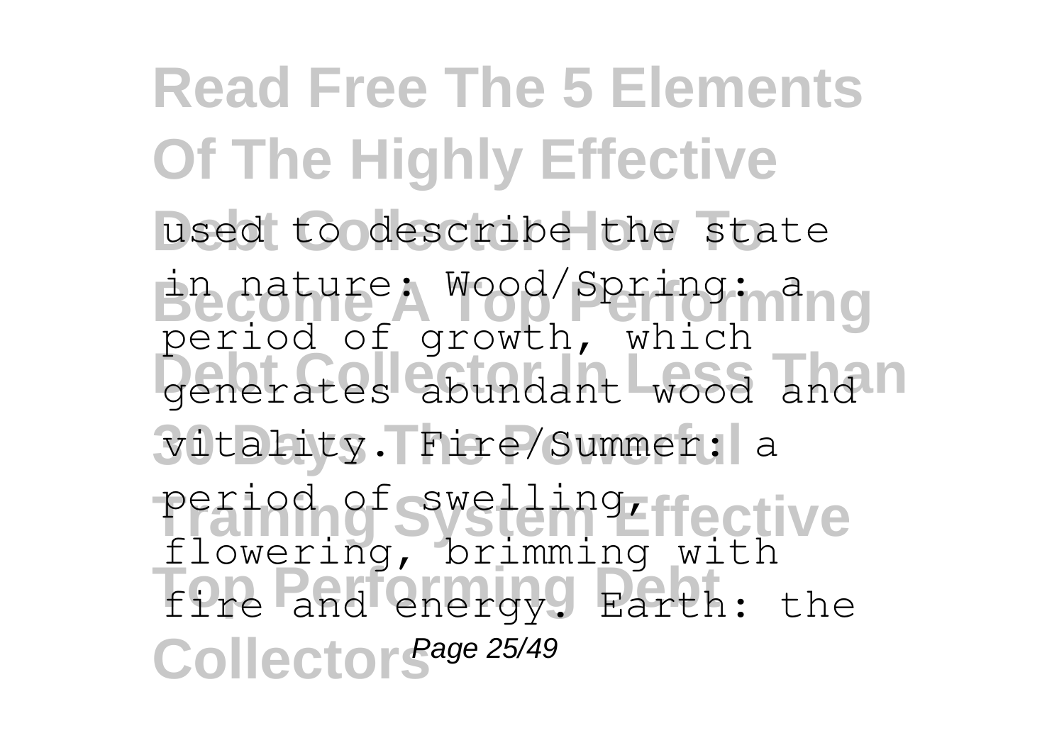used to describe the state in nature: Wood/Spring: a period of growth, which generates abundant wood and vitality. Fire/Summer: a period of swelling, flowering, brimming with fire and energy. Earth: the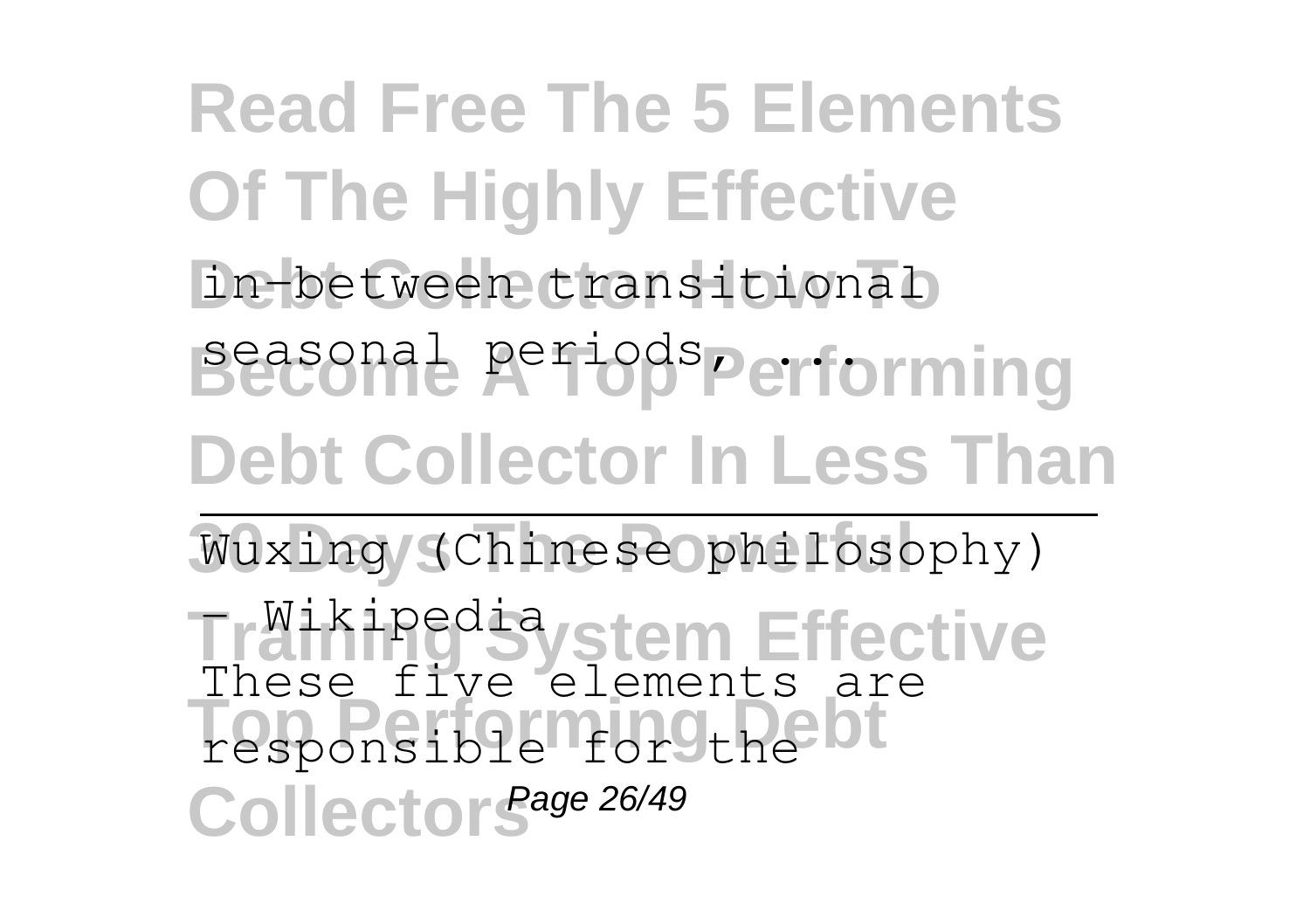in-between transitional seasonal periods, ...

---

Wuxing (Chinese philosophy) - Wikipedia

These five elements are responsible for the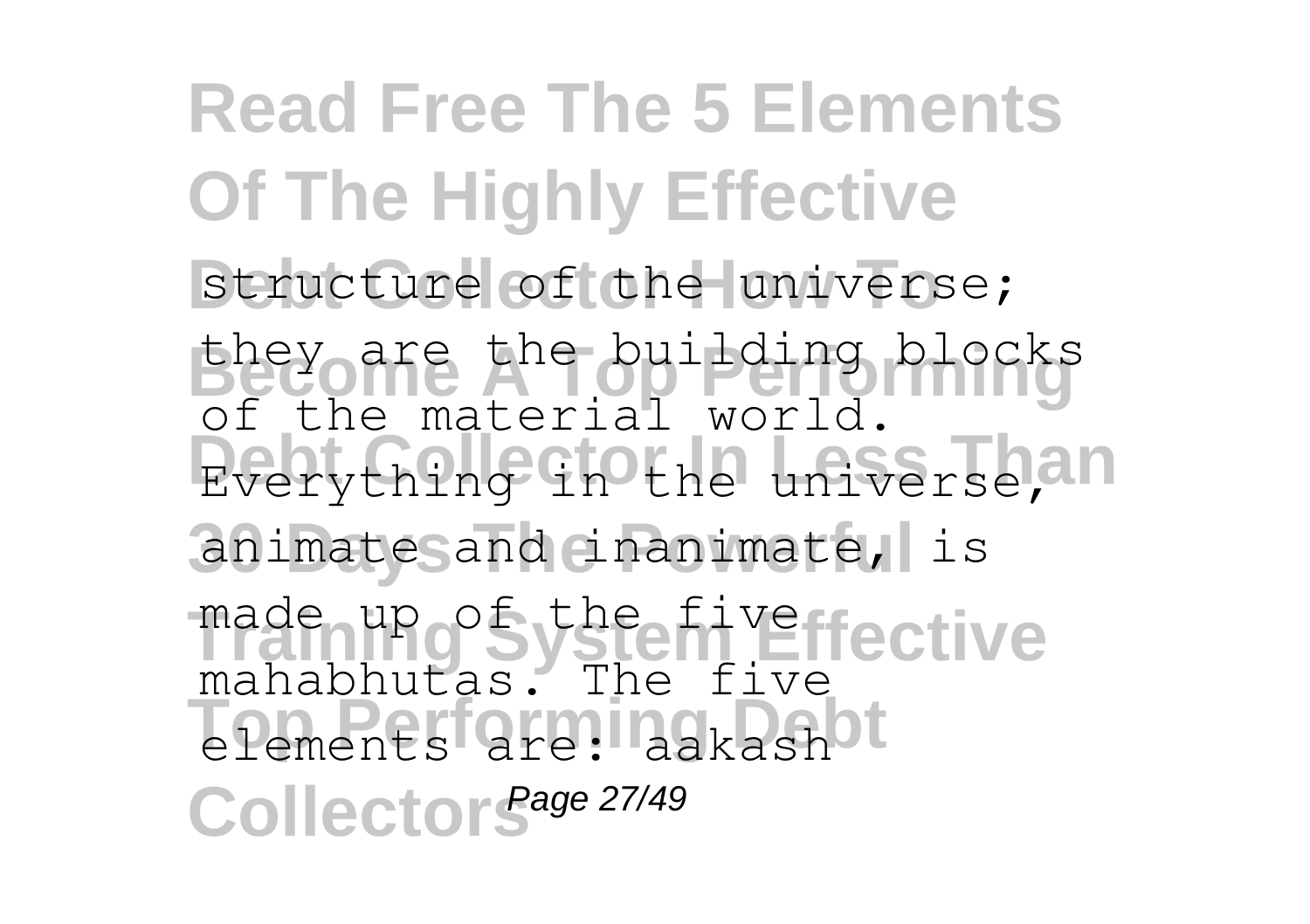structure of the universe; they are the building blocks of the material world. Everything in the universe, animate and inanimate, is made up of the five mahabhutas. The five elements are: aakash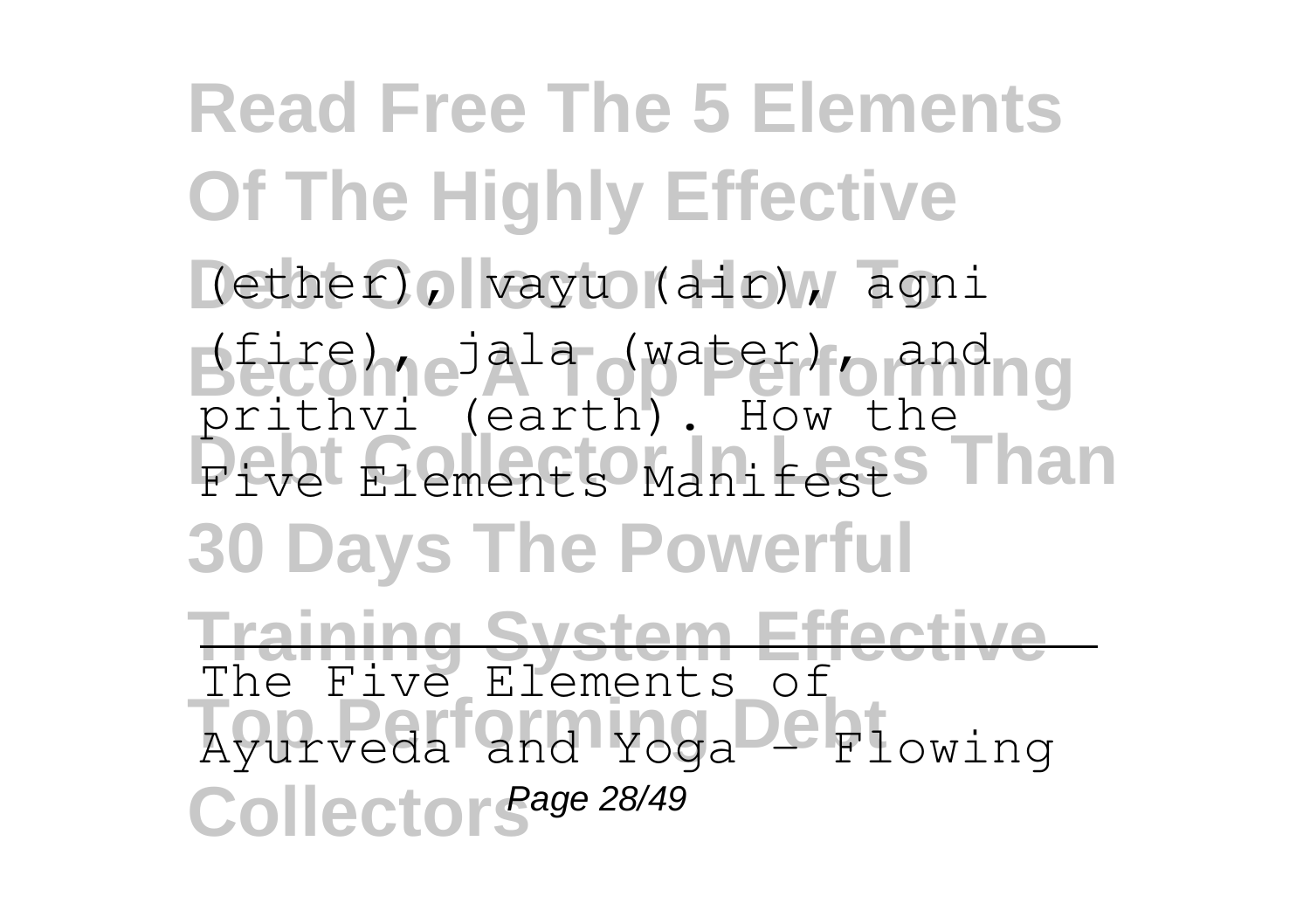(ether), vayu (air), agni (fire), jala (water), and prithvi (earth). How the Five Elements Manifest

The Five Elements of Ayurveda and Yoga - Flowing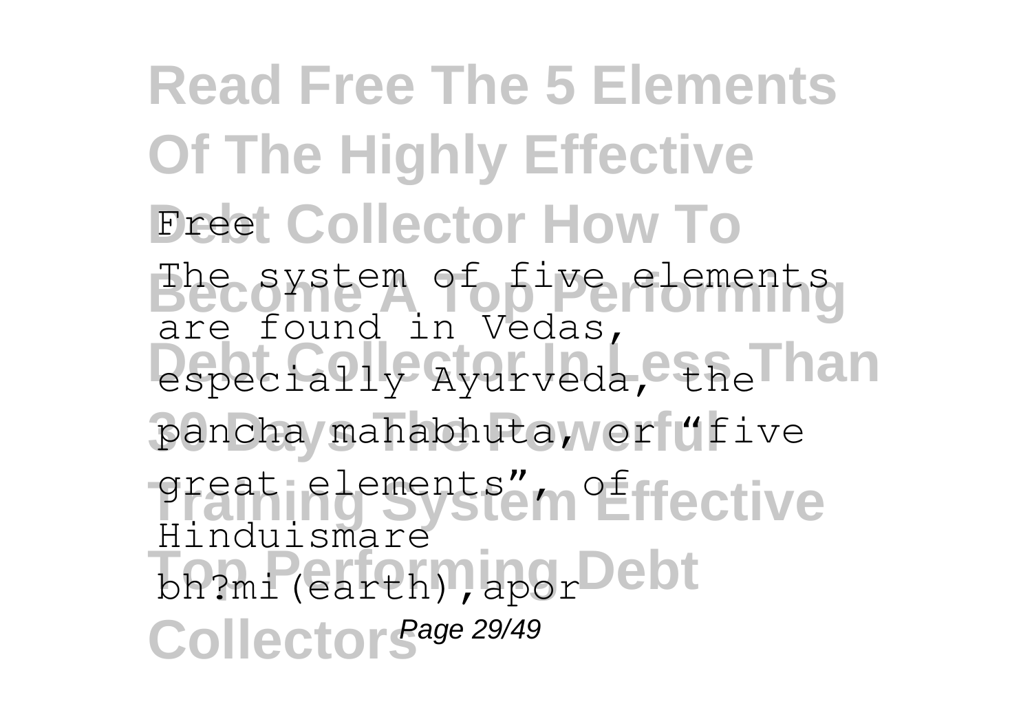# Read Free The 5 Elements Of The Highly Effective Debt Collector How To Become A Top Performing Debt Collector In Less Than 30 Days The Powerful Training System Effective Top Performing Debt Collectors

Free

The system of five elements are found in Vedas, especially Ayurveda, the pancha mahabhuta, or "five great elements", of Hinduismare bh?mi(earth),apor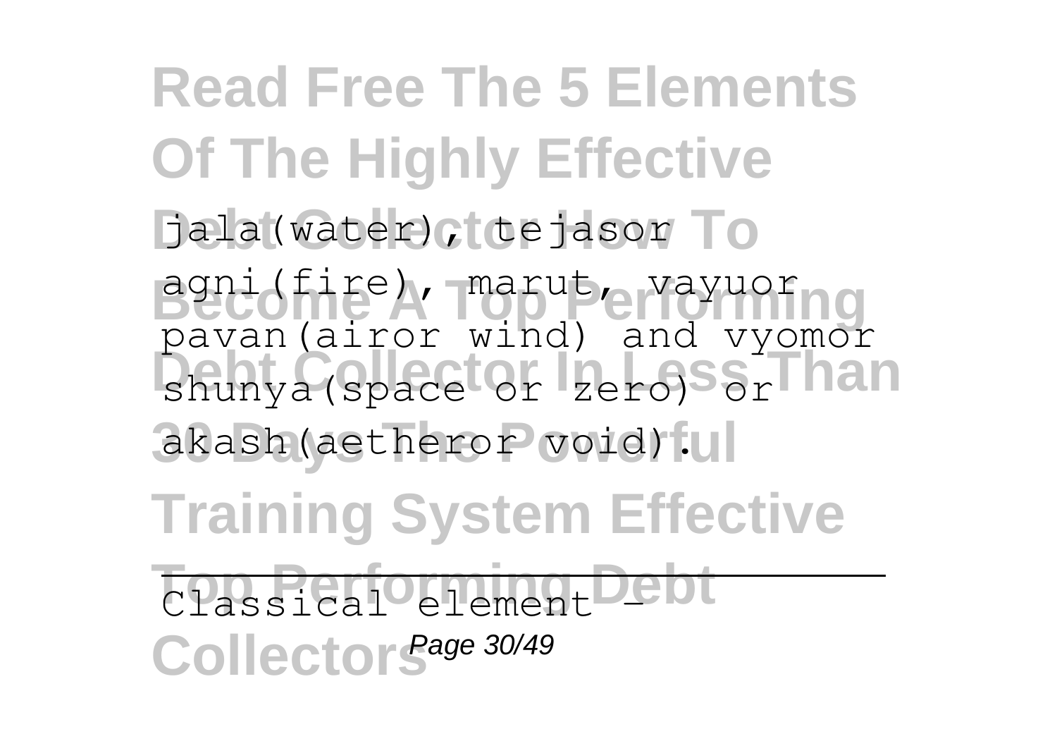jala(water), tejasor agni(fire), marut, vayuor pavan(airor wind) and vyomor shunya(space or zero) or akash(aetheror void).

Classical element -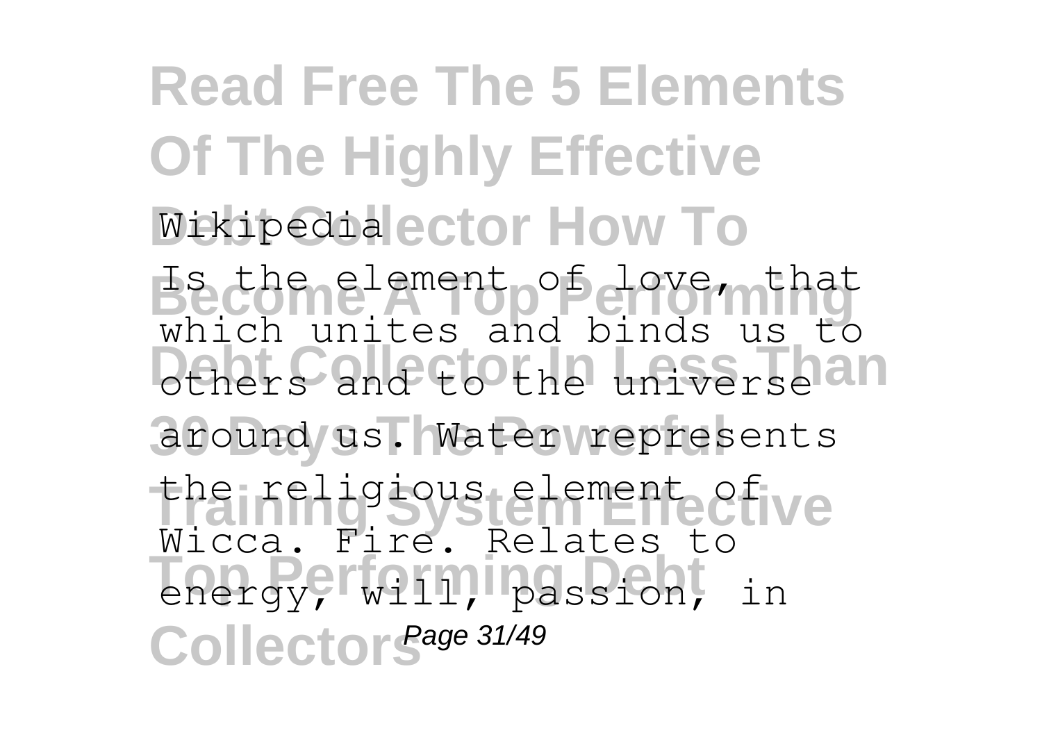Wikipedia

Is the element of love, that which unites and binds us to others and to the universe around us. Water represents the religious element of Wicca. Fire. Relates to energy, will, passion, in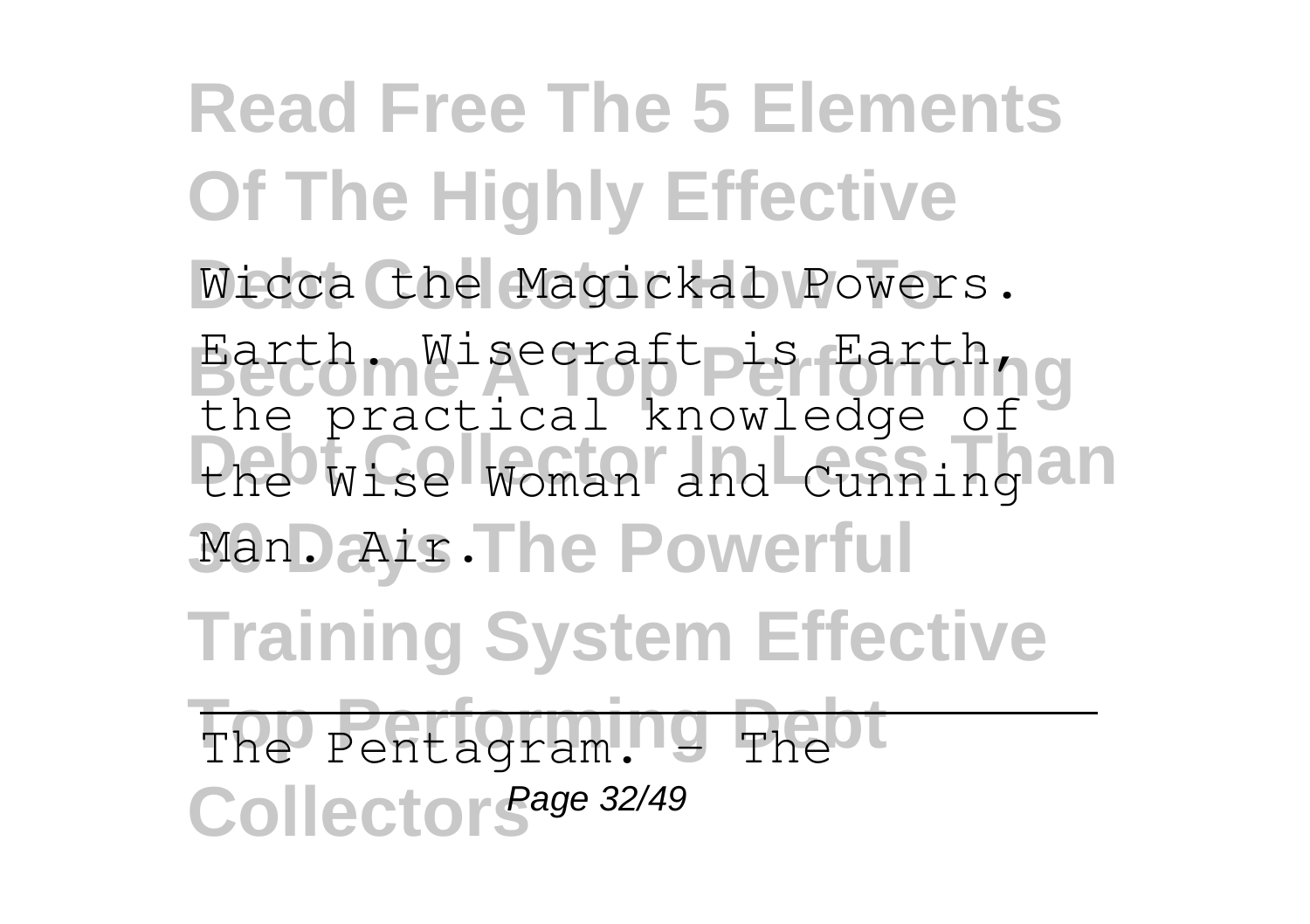Wicca the Magickal Powers. Earth. Wisecraft is Earth, the practical knowledge of the Wise Woman and Cunning Man. Air.

The Pentagram. - The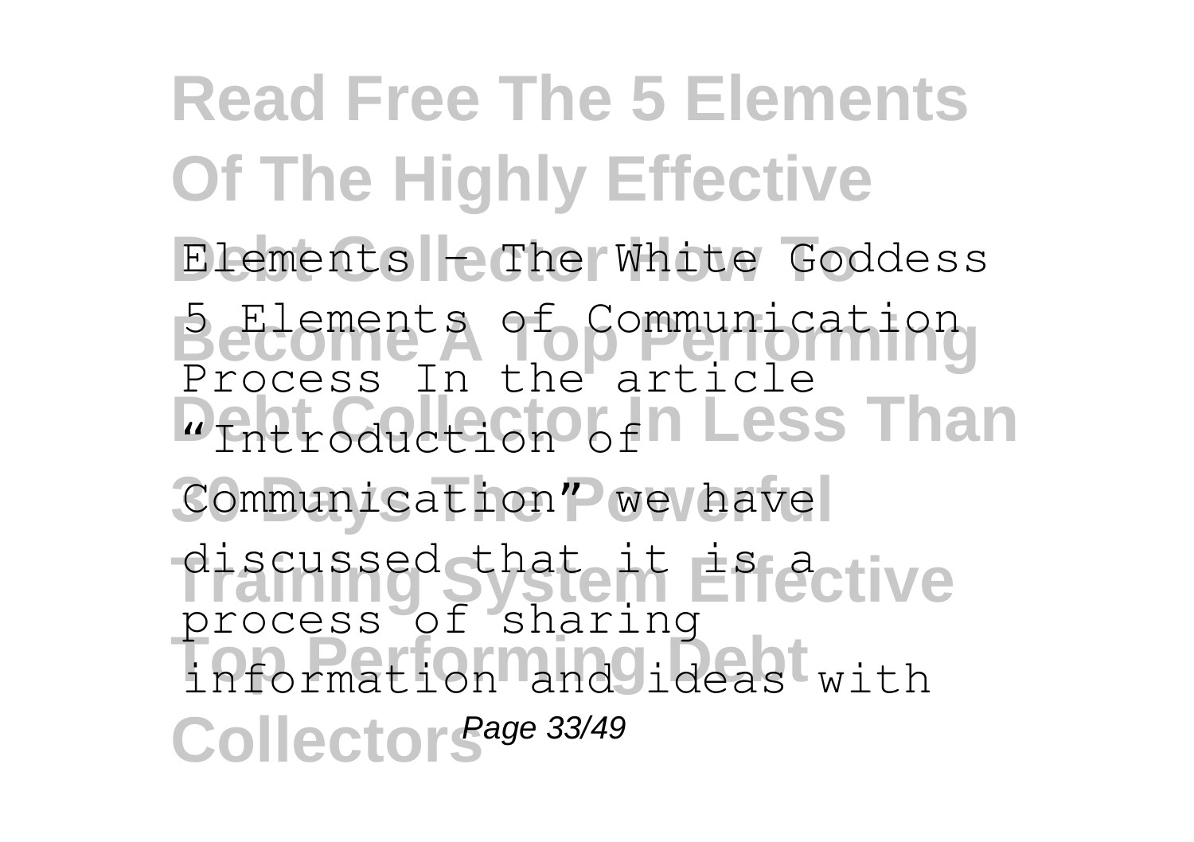Elements - The White Goddess

5 Elements of Communication Process In the article "Introduction of Communication" we have discussed that it is a process of sharing information and ideas with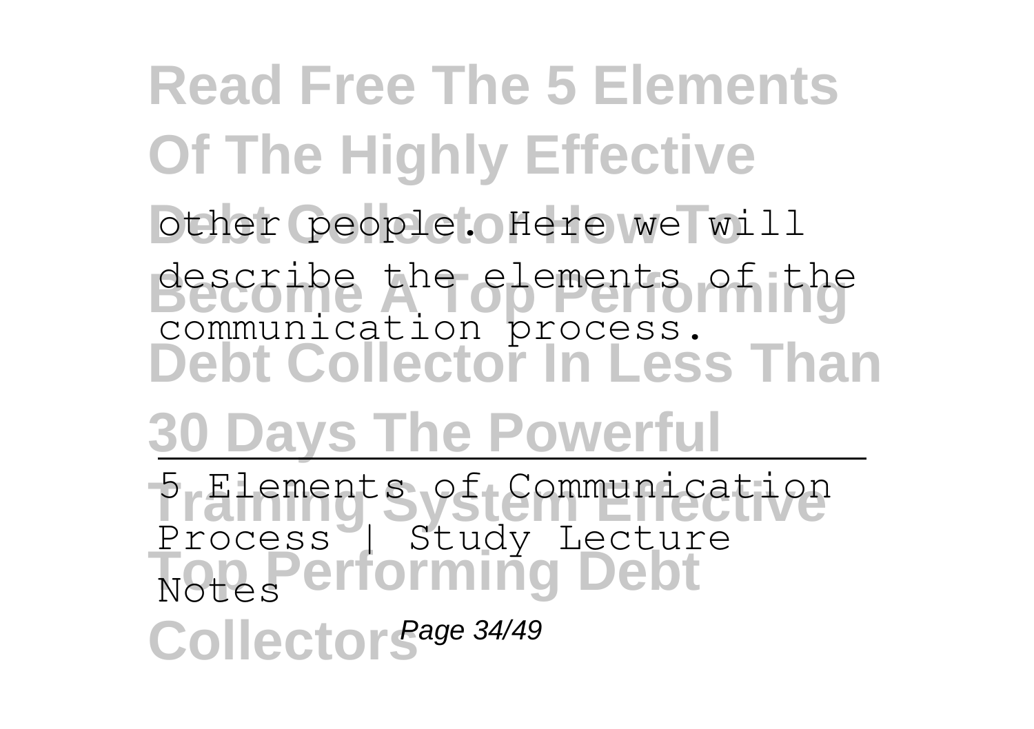other people. Here we will describe the elements of the communication process.

5 Elements of Communication Process | Study Lecture Notes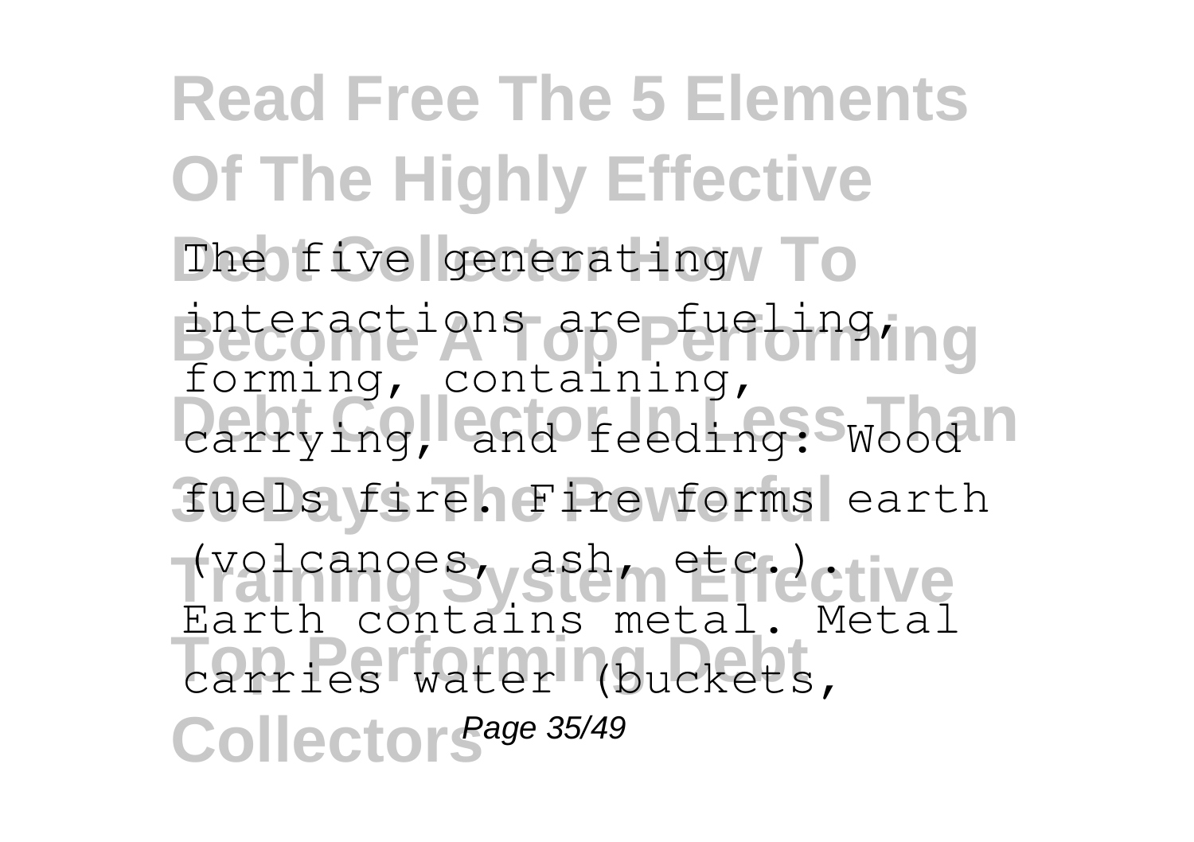The five generating interactions are fueling, forming, containing, carrying, and feeding: Wood fuels fire. Fire forms earth (volcanoes, ash, etc.). Earth contains metal. Metal carries water (buckets,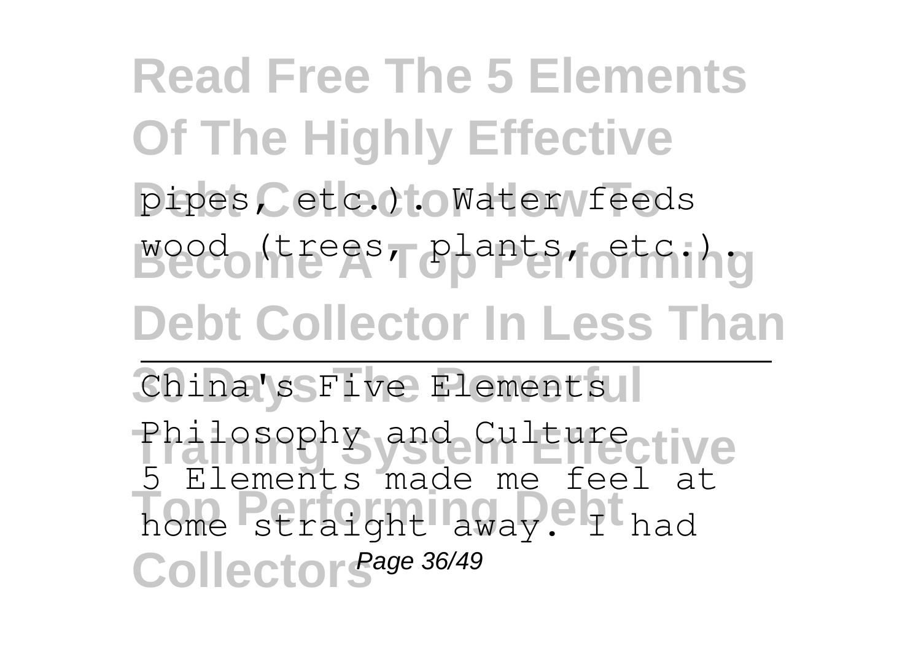pipes, etc.). Water feeds wood (trees, plants, etc.).

---

China's Five Elements Philosophy and Culture

5 Elements made me feel at home straight away. I had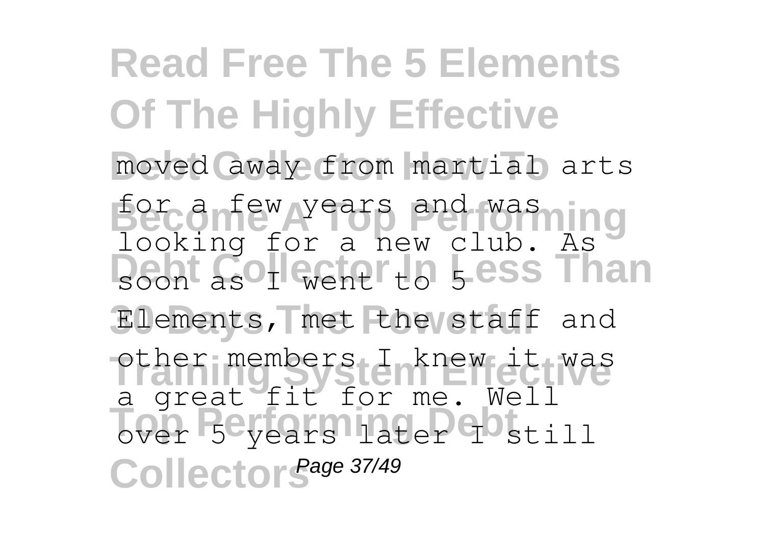moved away from martial arts for a few years and was looking for a new club. As soon as I went to 5 Elements, met the staff and other members I knew it was a great fit for me. Well over 5 years later I still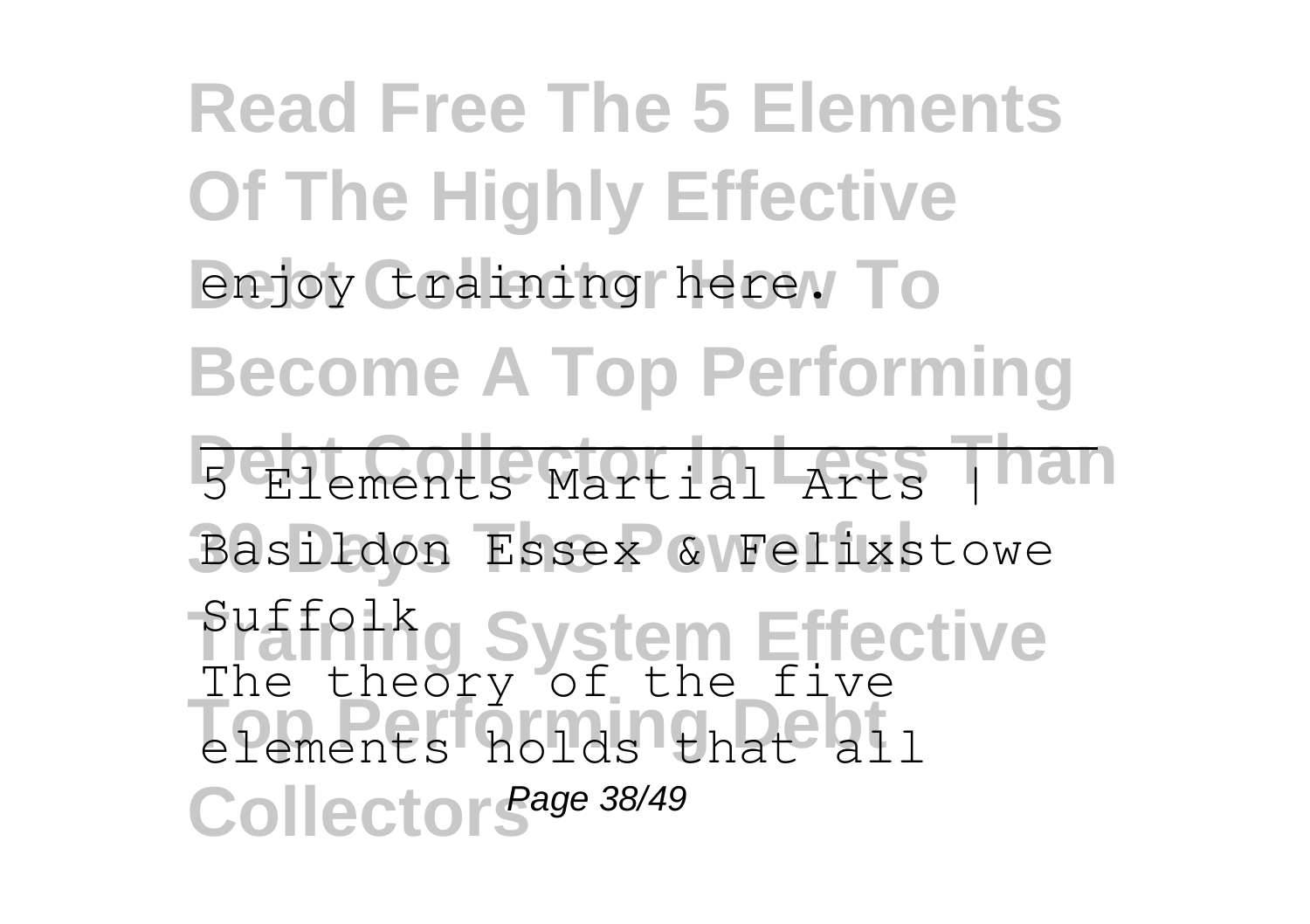enjoy training here.

5 Elements Martial Arts | Basildon Essex & Felixstowe Suffolk

The theory of the five elements holds that all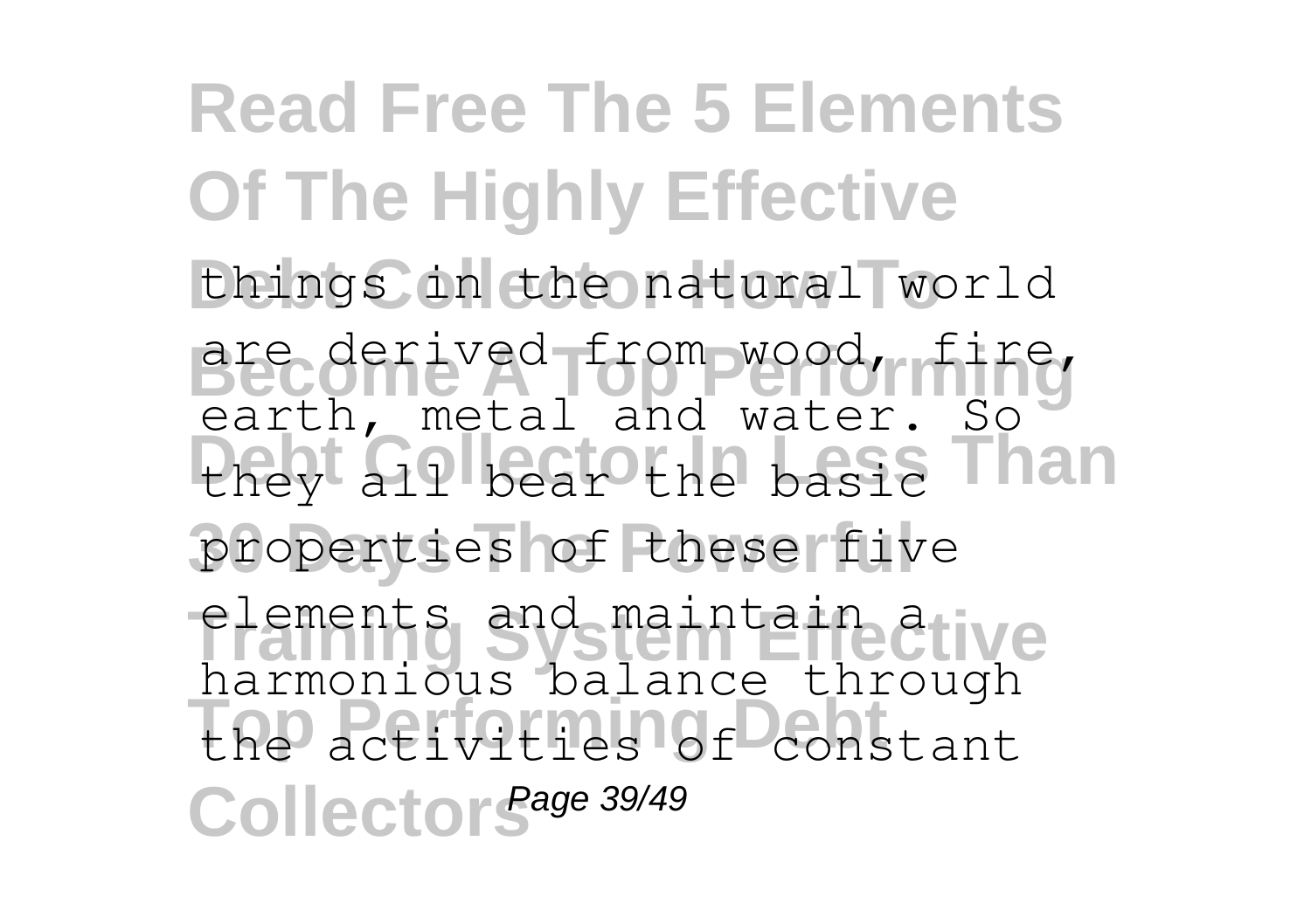things in the natural world are derived from wood, fire, earth, metal and water. So they all bear the basic properties of these five elements and maintain a harmonious balance through the activities of constant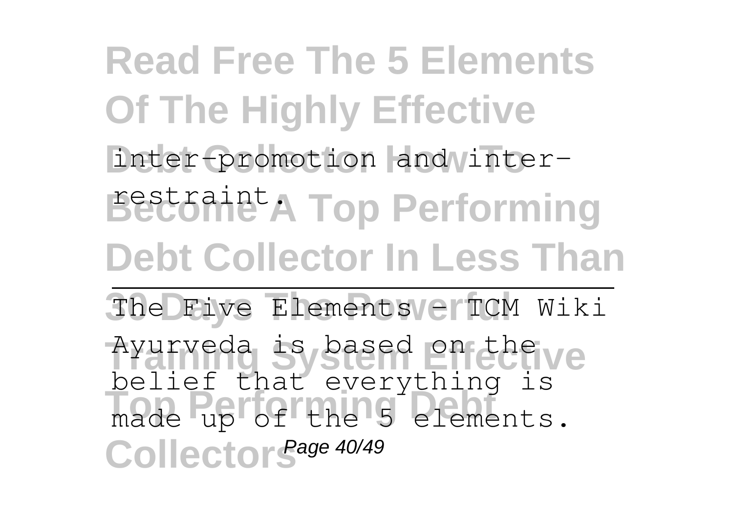inter-promotion and inter-restraint.

The Five Elements - TCM Wiki

Ayurveda is based on the belief that everything is made up of the 5 elements.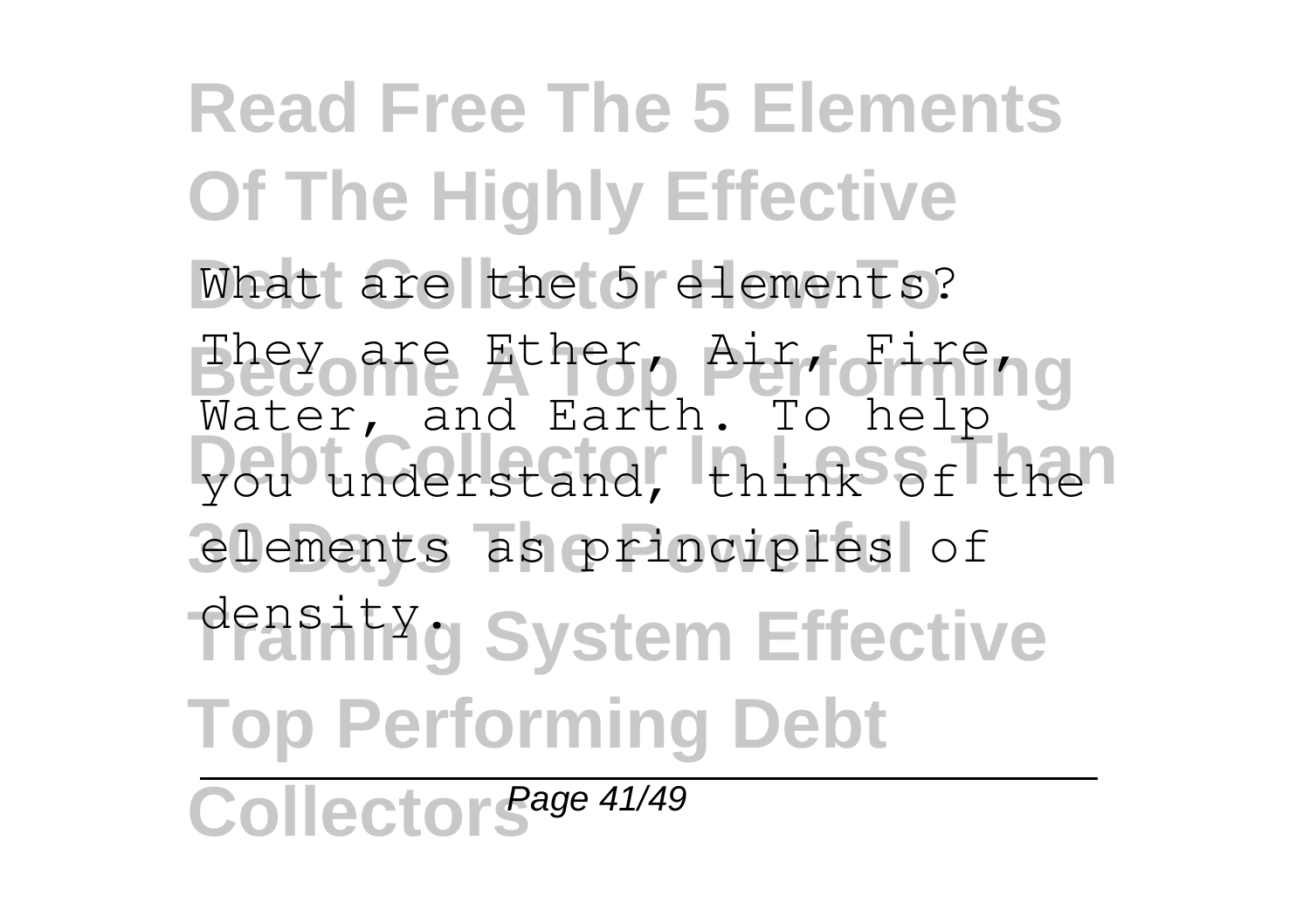What are the 5 elements? They are Ether, Air, Fire, Water, and Earth. To help you understand, think of the elements as principles of density.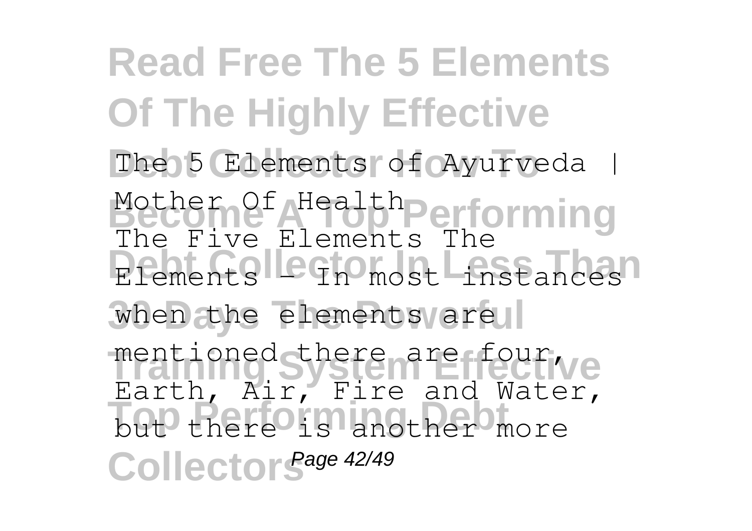The 5 Elements of Ayurveda | Mother Of Health
The Five Elements The Elements - In most instances when the elements are mentioned there are four, Earth, Air, Fire and Water, but there is another more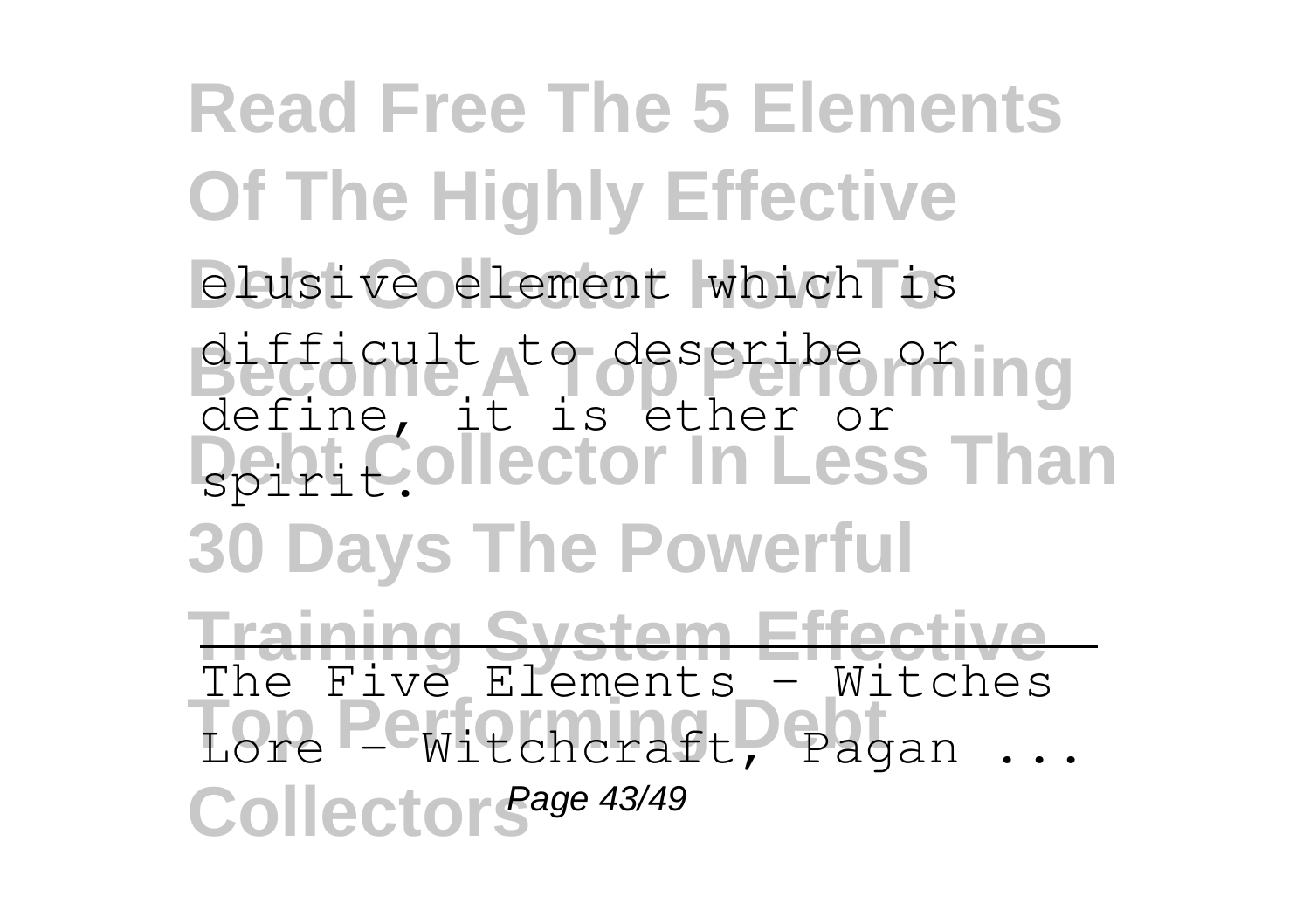elusive element which is difficult to describe or define, it is ether or spirit.

The Five Elements - Witches Lore - Witchcraft, Pagan ...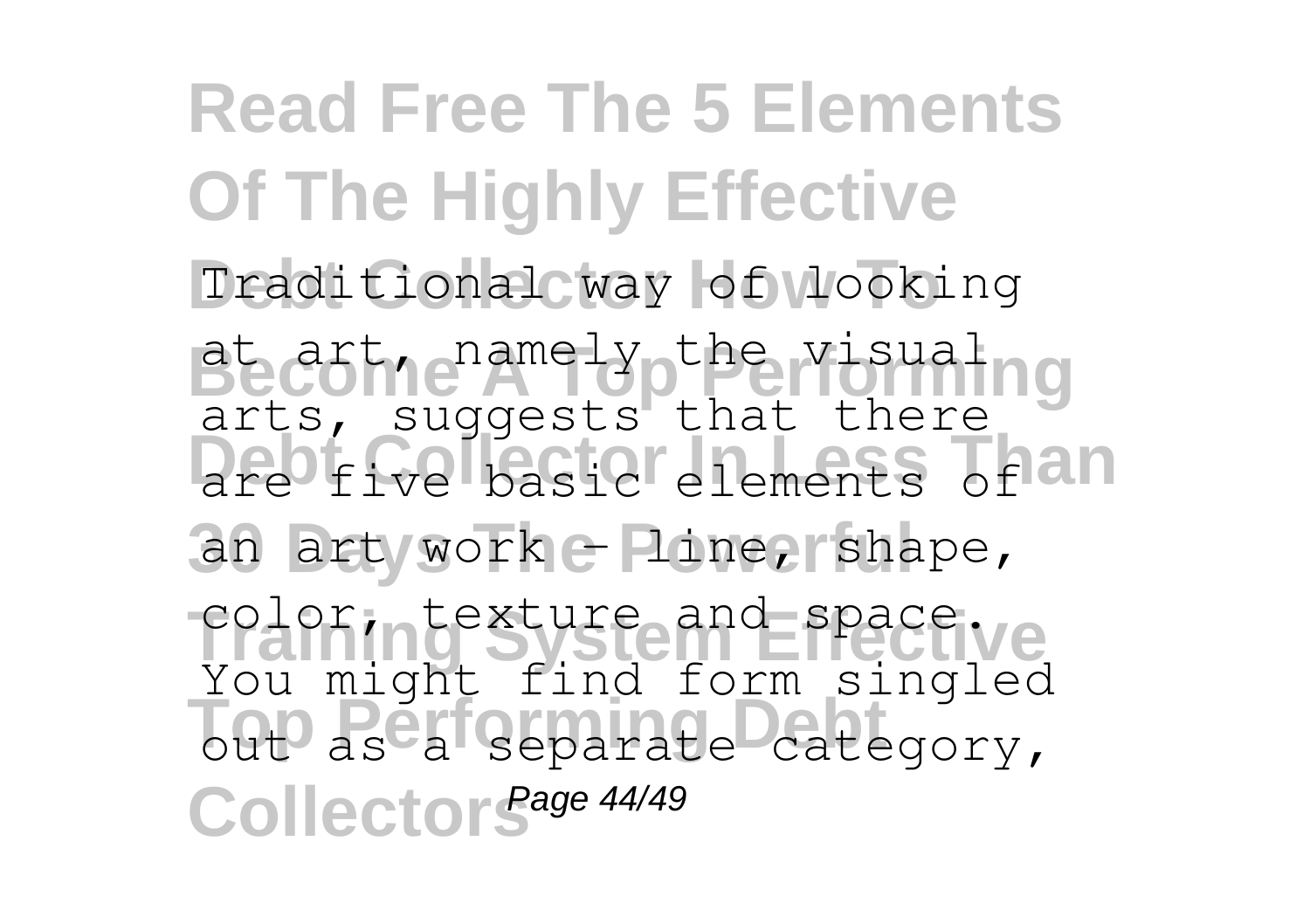Traditional way of looking at art, namely the visual arts, suggests that there are five basic elements of an art work - line, shape, color, texture and space. You might find form singled out as a separate category,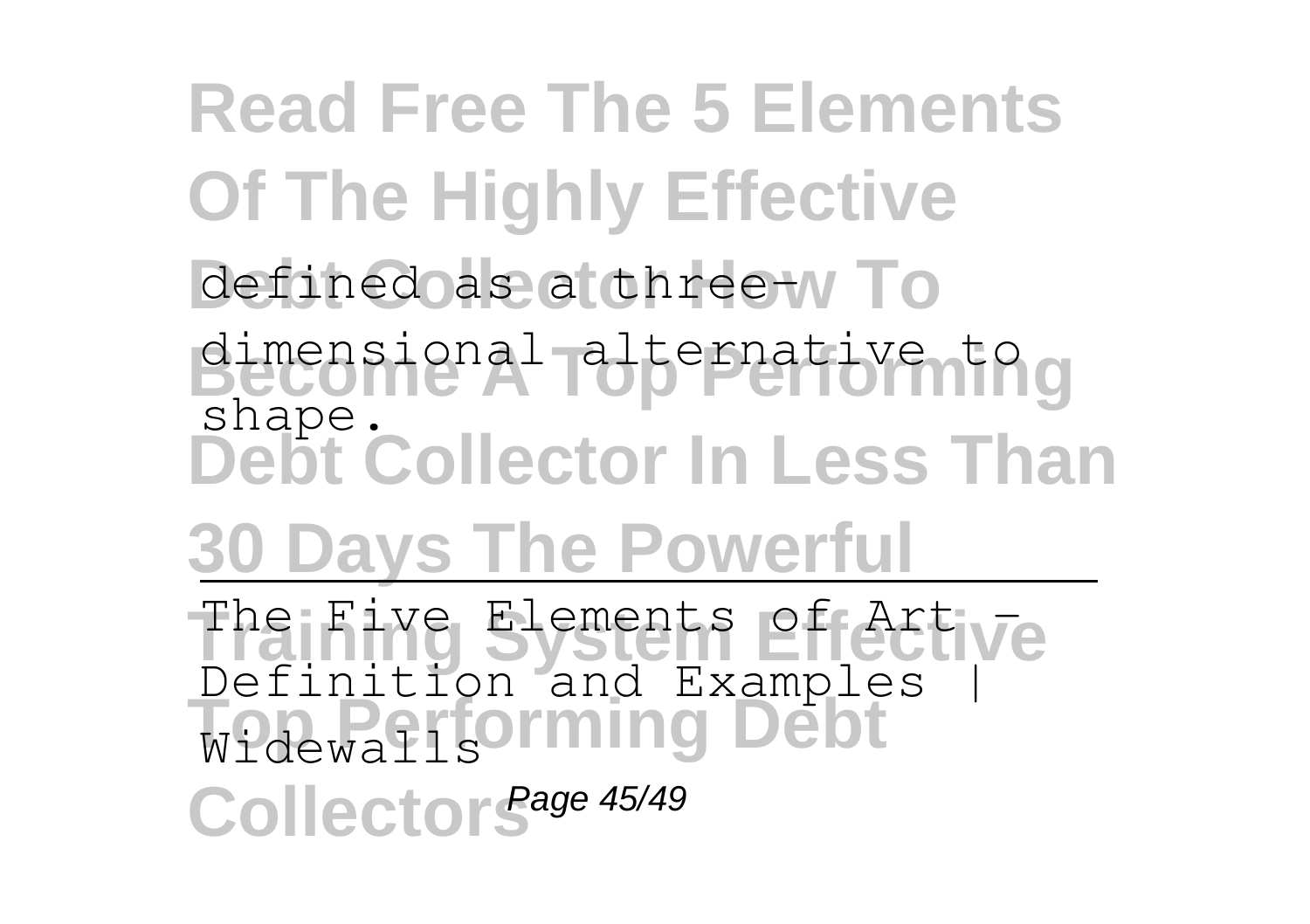defined as a three-dimensional alternative to shape.

The Five Elements of Art - Definition and Examples | Widewalls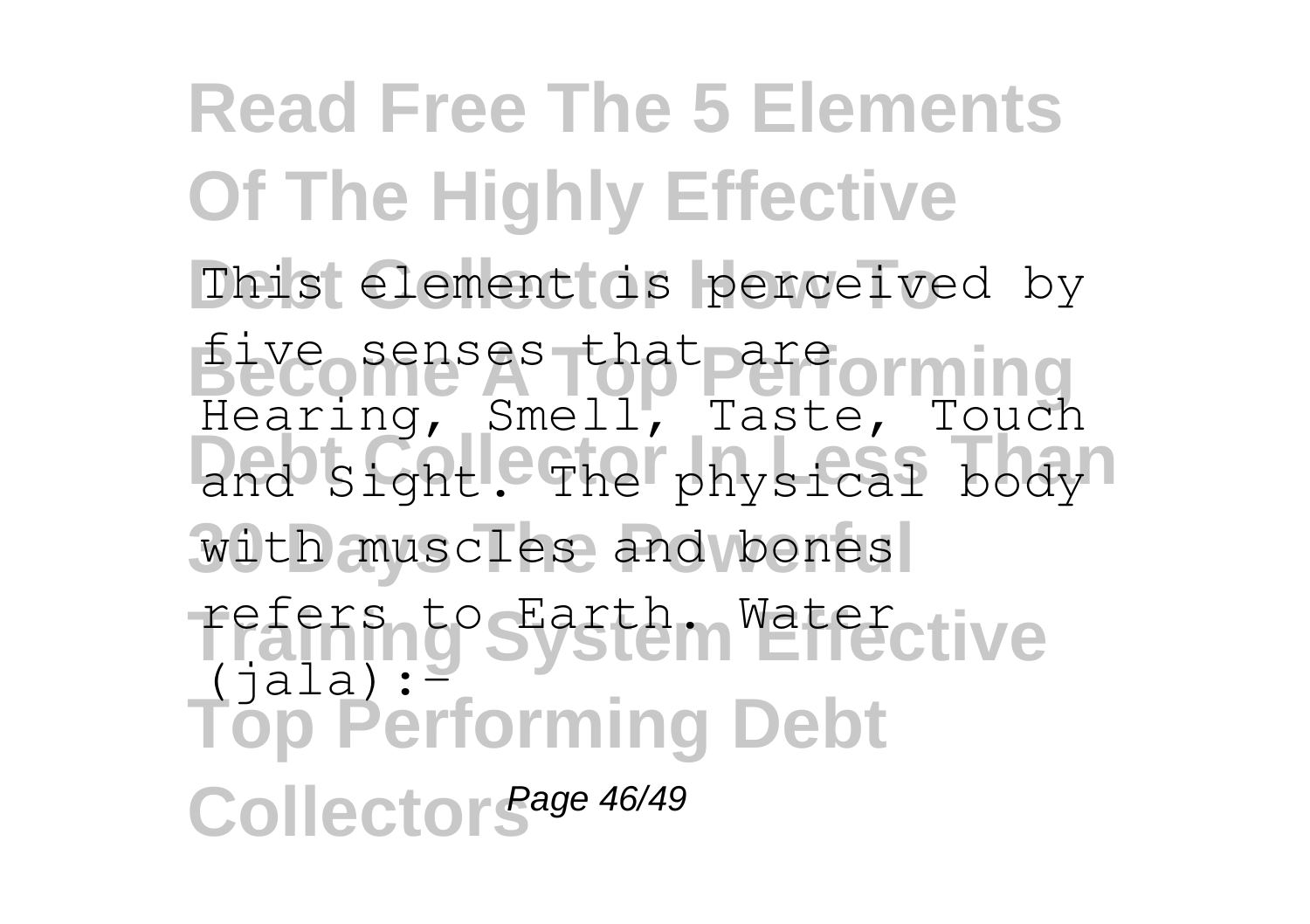This element is perceived by five senses that are Hearing, Smell, Taste, Touch and Sight. The physical body with muscles and bones refers to Earth. Water (jala):-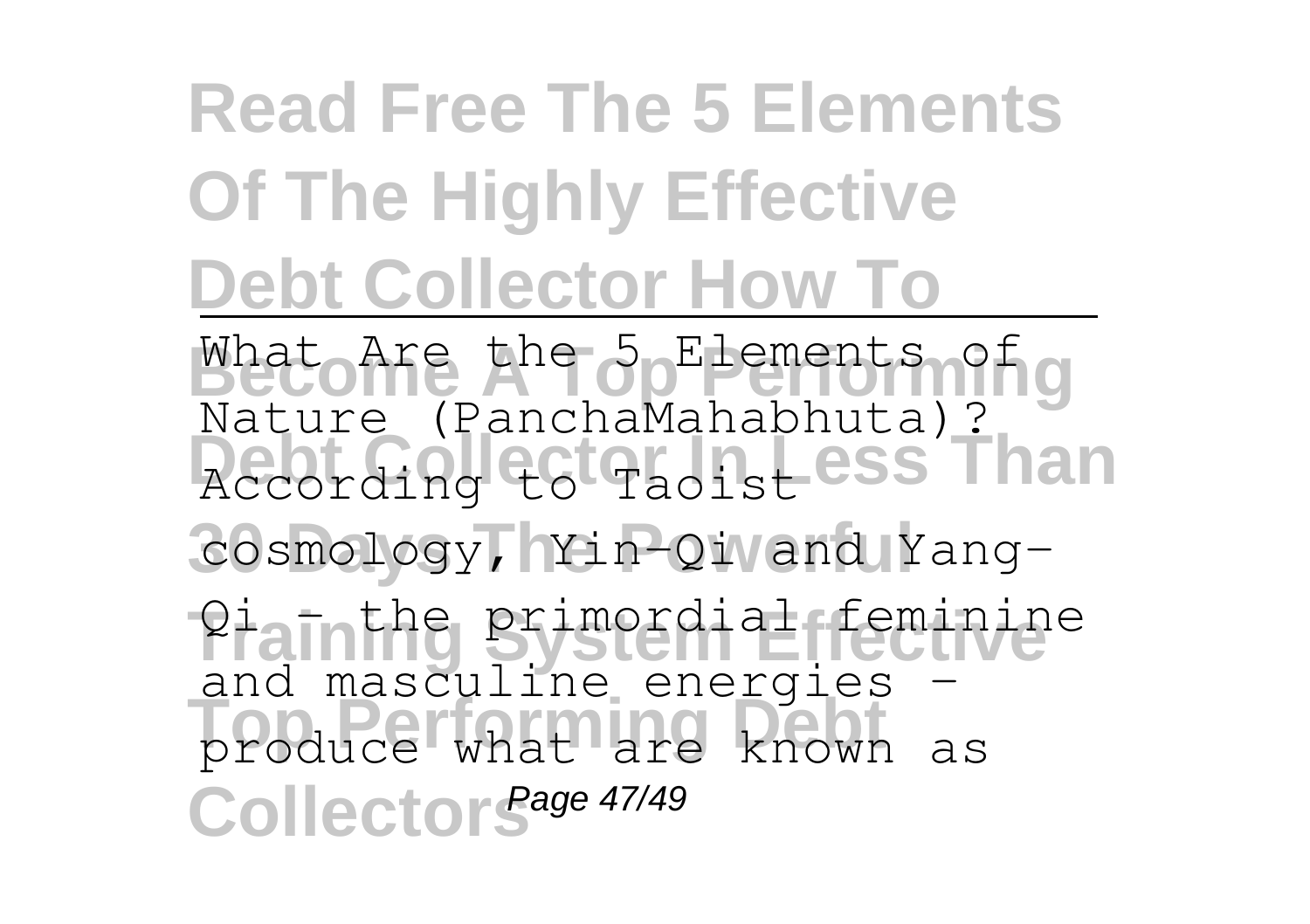# Read Free The 5 Elements Of The Highly Effective Debt Collector How To Become A Top Performing Debt Collector In Less Than 30 Days The Powerful Training System Effective Top Performing Debt Collectors

---

What Are the 5 Elements of Nature (PanchaMahabhuta)?

According to Taoist cosmology, Yin-Qi and Yang-Qi – the primordial feminine and masculine energies – produce what are known as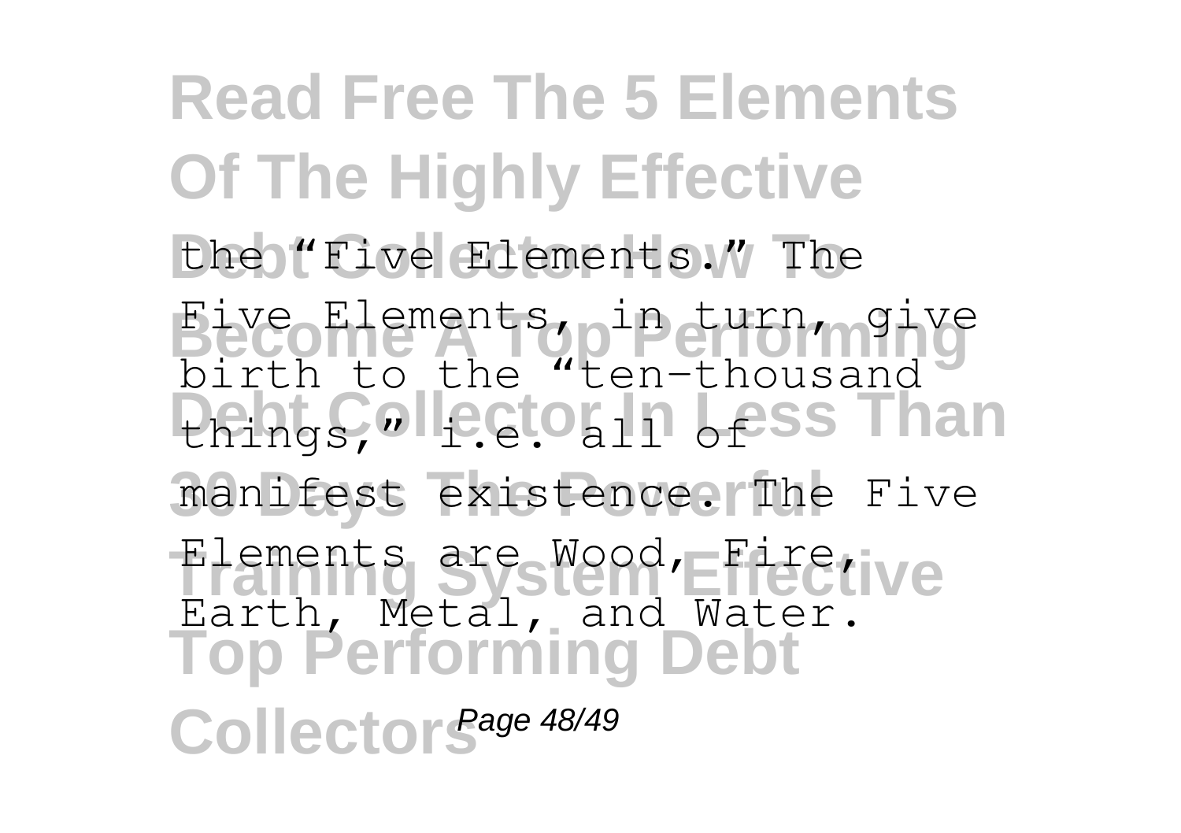the "Five Elements." The Five Elements, in turn, give birth to the "ten-thousand things," i.e. all of manifest existence. The Five Elements are Wood, Fire, Earth, Metal, and Water.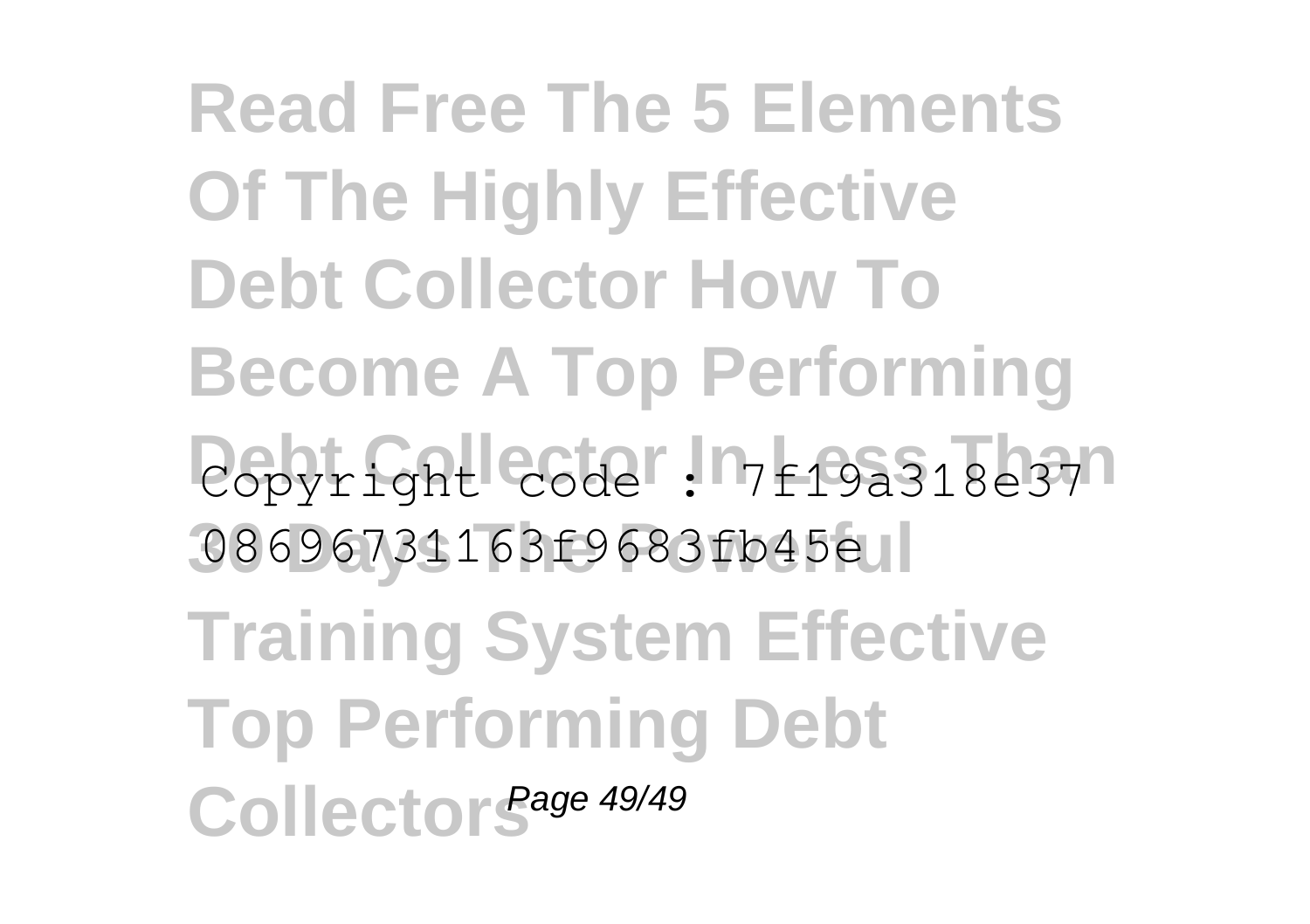Copyright code : 7f19a318e3708696731163f9683fb45e